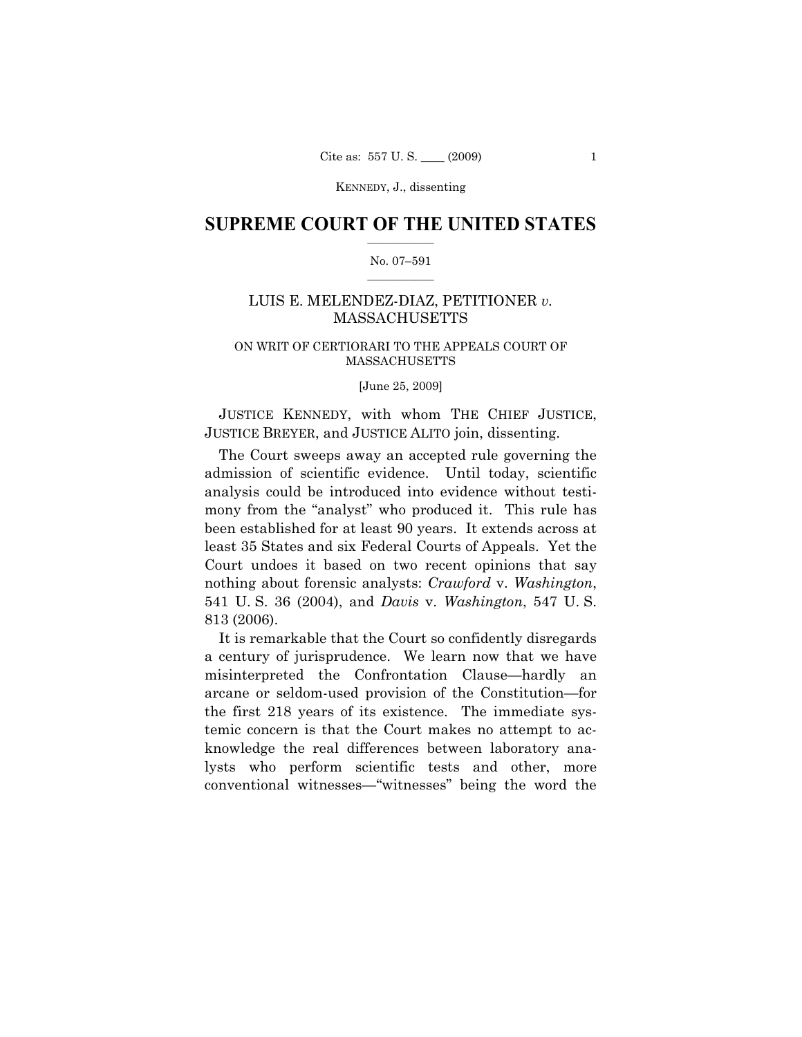# SUPREME COURT OF THE UNITED STATES

No. 07–591

LUIS E. MELENDEZ-DIAZ, PETITIONER *v.* MASSACHUSETTS

ON WRIT OF CERTIORARI TO THE APPEALS COURT OF MASSACHUSETTS

[June 25, 2009]

JUSTICE KENNEDY, with whom THE CHIEF JUSTICE, JUSTICE BREYER, and JUSTICE ALITO join, dissenting.

The Court sweeps away an accepted rule governing the admission of scientific evidence. Until today, scientific analysis could be introduced into evidence without testimony from the "analyst" who produced it. This rule has been established for at least 90 years. It extends across at least 35 States and six Federal Courts of Appeals. Yet the Court undoes it based on two recent opinions that say nothing about forensic analysts: *Crawford* v. *Washington*, 541 U. S. 36 (2004), and *Davis* v. *Washington*, 547 U. S. 813 (2006).

It is remarkable that the Court so confidently disregards a century of jurisprudence. We learn now that we have misinterpreted the Confrontation Clause—hardly an arcane or seldom-used provision of the Constitution—for the first 218 years of its existence. The immediate systemic concern is that the Court makes no attempt to acknowledge the real differences between laboratory analysts who perform scientific tests and other, more conventional witnesses—"witnesses" being the word the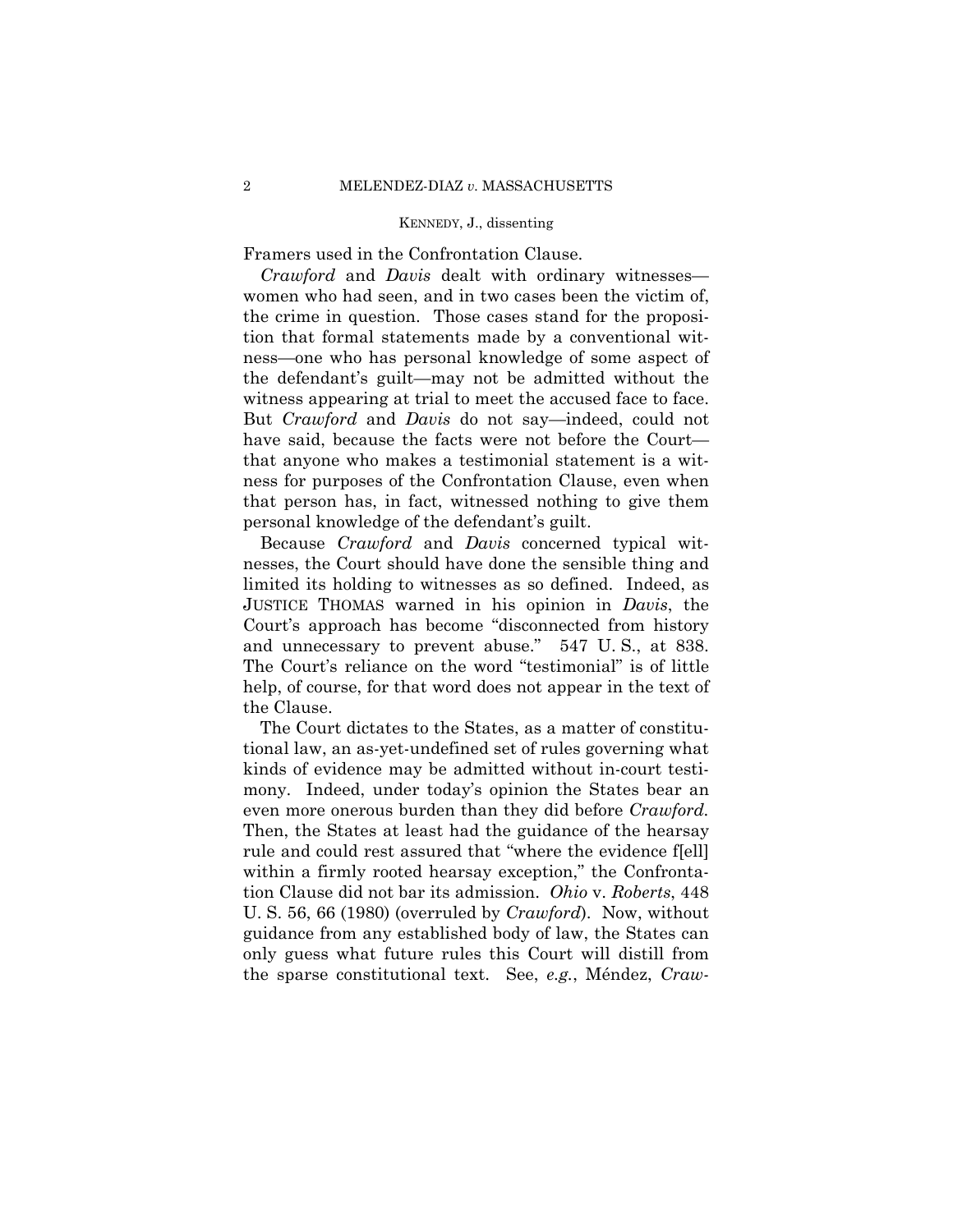Framers used in the Confrontation Clause.

*Crawford* and *Davis* dealt with ordinary witnesses—women who had seen, and in two cases been the victim of, the crime in question. Those cases stand for the proposition that formal statements made by a conventional witness—one who has personal knowledge of some aspect of the defendant's guilt—may not be admitted without the witness appearing at trial to meet the accused face to face. But *Crawford* and *Davis* do not say—indeed, could not have said, because the facts were not before the Court—that anyone who makes a testimonial statement is a witness for purposes of the Confrontation Clause, even when that person has, in fact, witnessed nothing to give them personal knowledge of the defendant's guilt.

Because *Crawford* and *Davis* concerned typical witnesses, the Court should have done the sensible thing and limited its holding to witnesses as so defined. Indeed, as JUSTICE THOMAS warned in his opinion in *Davis*, the Court's approach has become "disconnected from history and unnecessary to prevent abuse." 547 U. S., at 838. The Court's reliance on the word "testimonial" is of little help, of course, for that word does not appear in the text of the Clause.

The Court dictates to the States, as a matter of constitutional law, an as-yet-undefined set of rules governing what kinds of evidence may be admitted without in-court testimony. Indeed, under today's opinion the States bear an even more onerous burden than they did before *Crawford.* Then, the States at least had the guidance of the hearsay rule and could rest assured that "where the evidence f[ell] within a firmly rooted hearsay exception," the Confrontation Clause did not bar its admission. *Ohio* v. *Roberts*, 448 U. S. 56, 66 (1980) (overruled by *Crawford*). Now, without guidance from any established body of law, the States can only guess what future rules this Court will distill from the sparse constitutional text. See, *e.g.*, Méndez, *Craw-*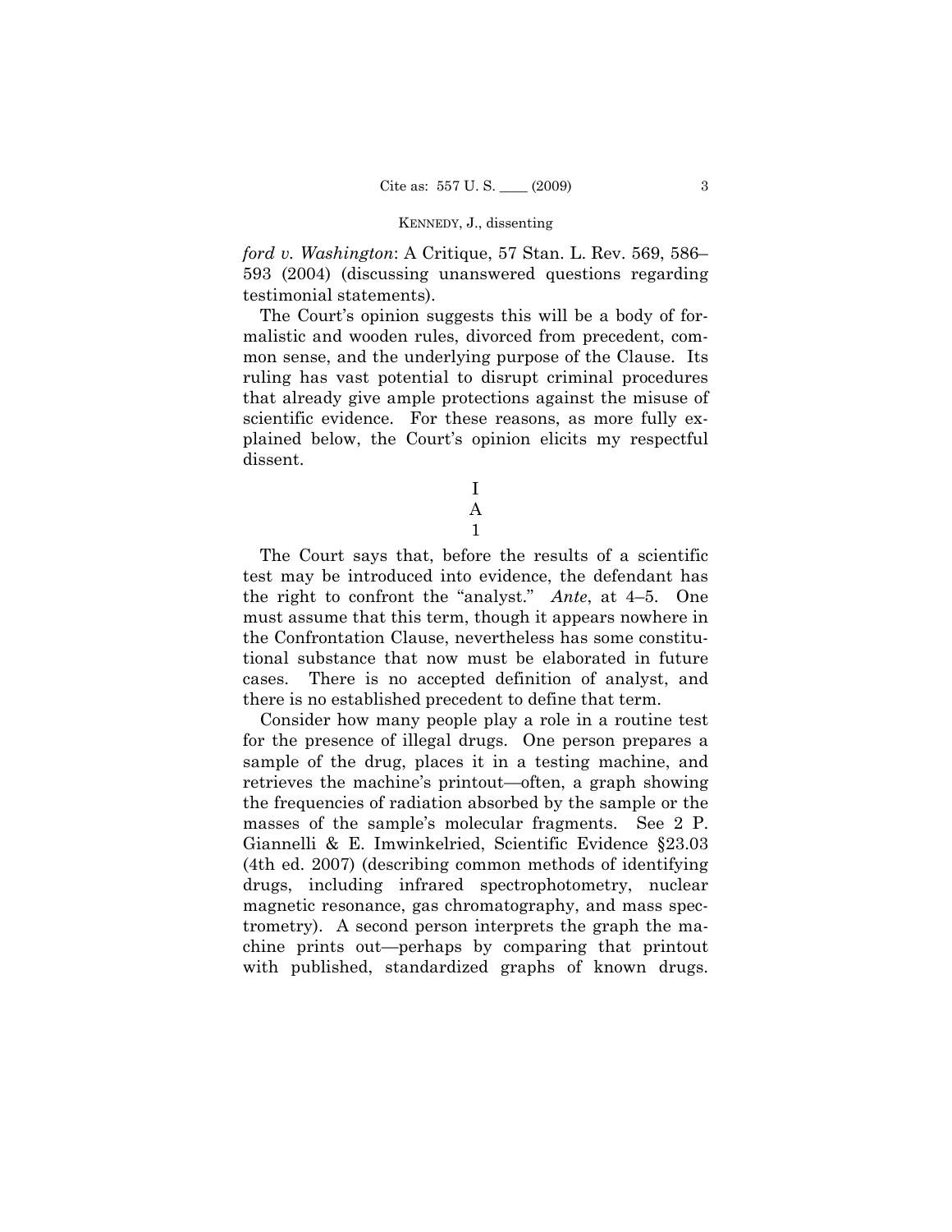*ford v. Washington*: A Critique, 57 Stan. L. Rev. 569, 586–593 (2004) (discussing unanswered questions regarding testimonial statements).

The Court's opinion suggests this will be a body of formalistic and wooden rules, divorced from precedent, common sense, and the underlying purpose of the Clause. Its ruling has vast potential to disrupt criminal procedures that already give ample protections against the misuse of scientific evidence. For these reasons, as more fully explained below, the Court's opinion elicits my respectful dissent.

# I

## A

### 1

The Court says that, before the results of a scientific test may be introduced into evidence, the defendant has the right to confront the "analyst." *Ante*, at 4–5. One must assume that this term, though it appears nowhere in the Confrontation Clause, nevertheless has some constitutional substance that now must be elaborated in future cases. There is no accepted definition of analyst, and there is no established precedent to define that term.

Consider how many people play a role in a routine test for the presence of illegal drugs. One person prepares a sample of the drug, places it in a testing machine, and retrieves the machine's printout—often, a graph showing the frequencies of radiation absorbed by the sample or the masses of the sample's molecular fragments. See 2 P. Giannelli & E. Imwinkelried, Scientific Evidence §23.03 (4th ed. 2007) (describing common methods of identifying drugs, including infrared spectrophotometry, nuclear magnetic resonance, gas chromatography, and mass spectrometry). A second person interprets the graph the machine prints out—perhaps by comparing that printout with published, standardized graphs of known drugs.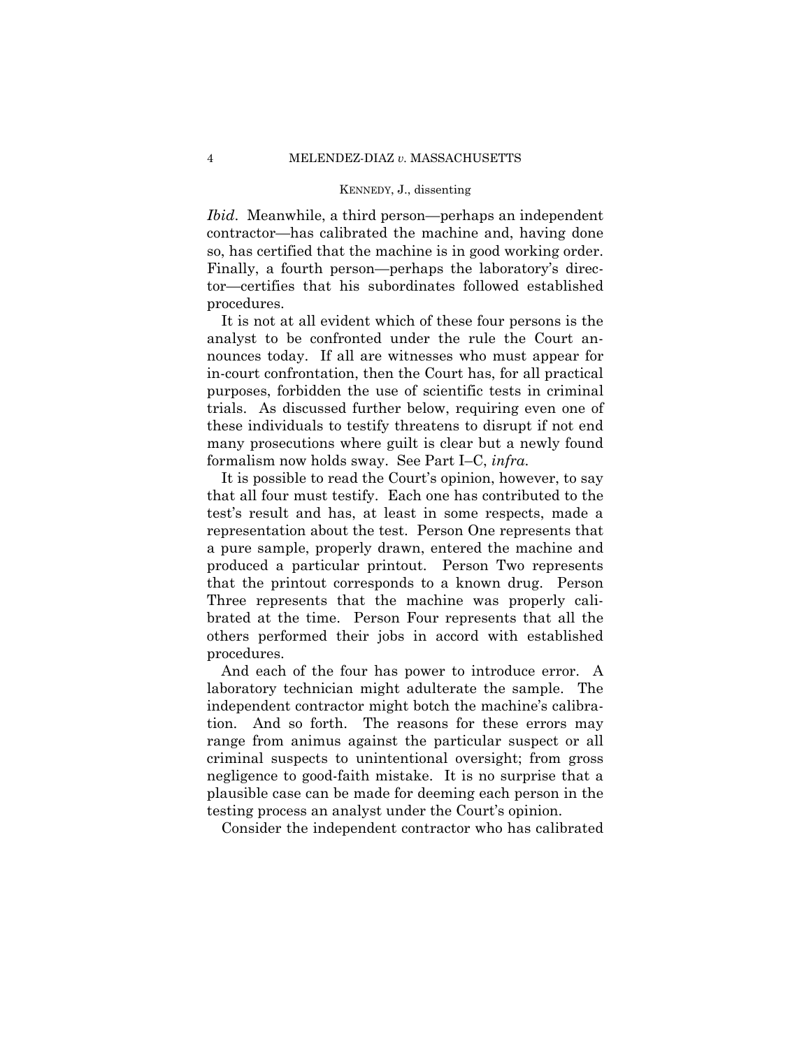*Ibid*. Meanwhile, a third person—perhaps an independent contractor—has calibrated the machine and, having done so, has certified that the machine is in good working order. Finally, a fourth person—perhaps the laboratory's director—certifies that his subordinates followed established procedures.

It is not at all evident which of these four persons is the analyst to be confronted under the rule the Court announces today. If all are witnesses who must appear for in-court confrontation, then the Court has, for all practical purposes, forbidden the use of scientific tests in criminal trials. As discussed further below, requiring even one of these individuals to testify threatens to disrupt if not end many prosecutions where guilt is clear but a newly found formalism now holds sway. See Part I–C, *infra*.

It is possible to read the Court's opinion, however, to say that all four must testify. Each one has contributed to the test's result and has, at least in some respects, made a representation about the test. Person One represents that a pure sample, properly drawn, entered the machine and produced a particular printout. Person Two represents that the printout corresponds to a known drug. Person Three represents that the machine was properly calibrated at the time. Person Four represents that all the others performed their jobs in accord with established procedures.

And each of the four has power to introduce error. A laboratory technician might adulterate the sample. The independent contractor might botch the machine's calibration. And so forth. The reasons for these errors may range from animus against the particular suspect or all criminal suspects to unintentional oversight; from gross negligence to good-faith mistake. It is no surprise that a plausible case can be made for deeming each person in the testing process an analyst under the Court's opinion.

Consider the independent contractor who has calibrated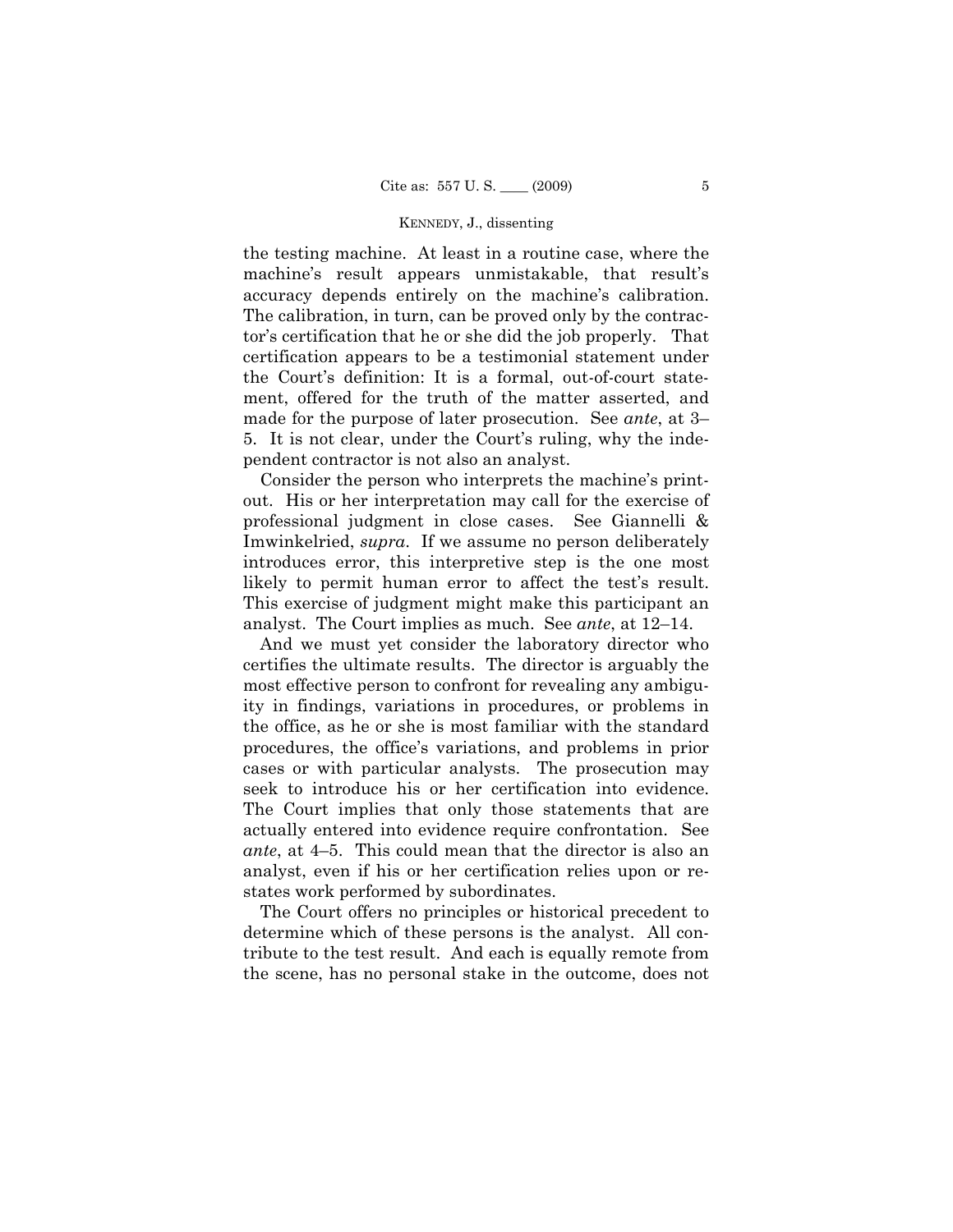the testing machine. At least in a routine case, where the machine's result appears unmistakable, that result's accuracy depends entirely on the machine's calibration. The calibration, in turn, can be proved only by the contractor's certification that he or she did the job properly. That certification appears to be a testimonial statement under the Court's definition: It is a formal, out-of-court statement, offered for the truth of the matter asserted, and made for the purpose of later prosecution. See *ante*, at 3–5. It is not clear, under the Court's ruling, why the independent contractor is not also an analyst.

Consider the person who interprets the machine's printout. His or her interpretation may call for the exercise of professional judgment in close cases. See Giannelli & Imwinkelried, *supra*. If we assume no person deliberately introduces error, this interpretive step is the one most likely to permit human error to affect the test's result. This exercise of judgment might make this participant an analyst. The Court implies as much. See *ante*, at 12–14.

And we must yet consider the laboratory director who certifies the ultimate results. The director is arguably the most effective person to confront for revealing any ambiguity in findings, variations in procedures, or problems in the office, as he or she is most familiar with the standard procedures, the office's variations, and problems in prior cases or with particular analysts. The prosecution may seek to introduce his or her certification into evidence. The Court implies that only those statements that are actually entered into evidence require confrontation. See *ante*, at 4–5. This could mean that the director is also an analyst, even if his or her certification relies upon or restates work performed by subordinates.

The Court offers no principles or historical precedent to determine which of these persons is the analyst. All contribute to the test result. And each is equally remote from the scene, has no personal stake in the outcome, does not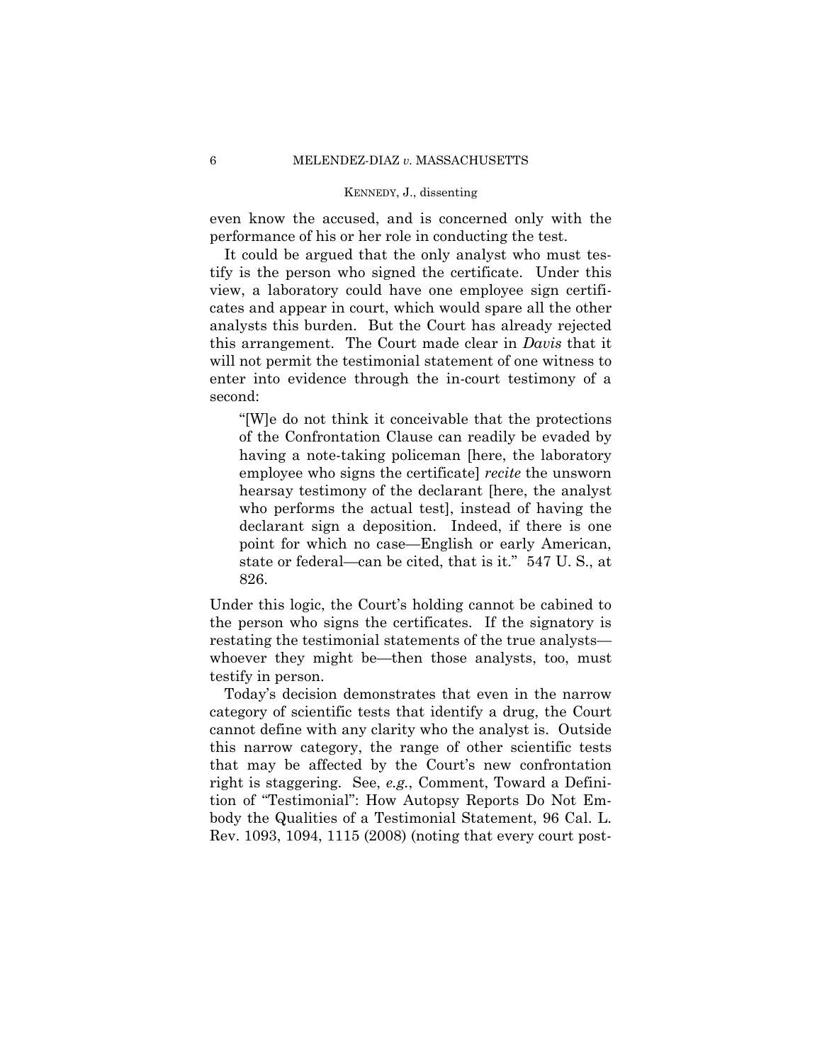even know the accused, and is concerned only with the performance of his or her role in conducting the test.

It could be argued that the only analyst who must testify is the person who signed the certificate. Under this view, a laboratory could have one employee sign certificates and appear in court, which would spare all the other analysts this burden. But the Court has already rejected this arrangement. The Court made clear in *Davis* that it will not permit the testimonial statement of one witness to enter into evidence through the in-court testimony of a second:

> "[W]e do not think it conceivable that the protections of the Confrontation Clause can readily be evaded by having a note-taking policeman [here, the laboratory employee who signs the certificate] *recite* the unsworn hearsay testimony of the declarant [here, the analyst who performs the actual test], instead of having the declarant sign a deposition. Indeed, if there is one point for which no case—English or early American, state or federal—can be cited, that is it." 547 U. S., at 826.

Under this logic, the Court's holding cannot be cabined to the person who signs the certificates. If the signatory is restating the testimonial statements of the true analysts—whoever they might be—then those analysts, too, must testify in person.

Today's decision demonstrates that even in the narrow category of scientific tests that identify a drug, the Court cannot define with any clarity who the analyst is. Outside this narrow category, the range of other scientific tests that may be affected by the Court's new confrontation right is staggering. See, *e.g.*, Comment, Toward a Definition of "Testimonial": How Autopsy Reports Do Not Embody the Qualities of a Testimonial Statement, 96 Cal. L. Rev. 1093, 1094, 1115 (2008) (noting that every court post-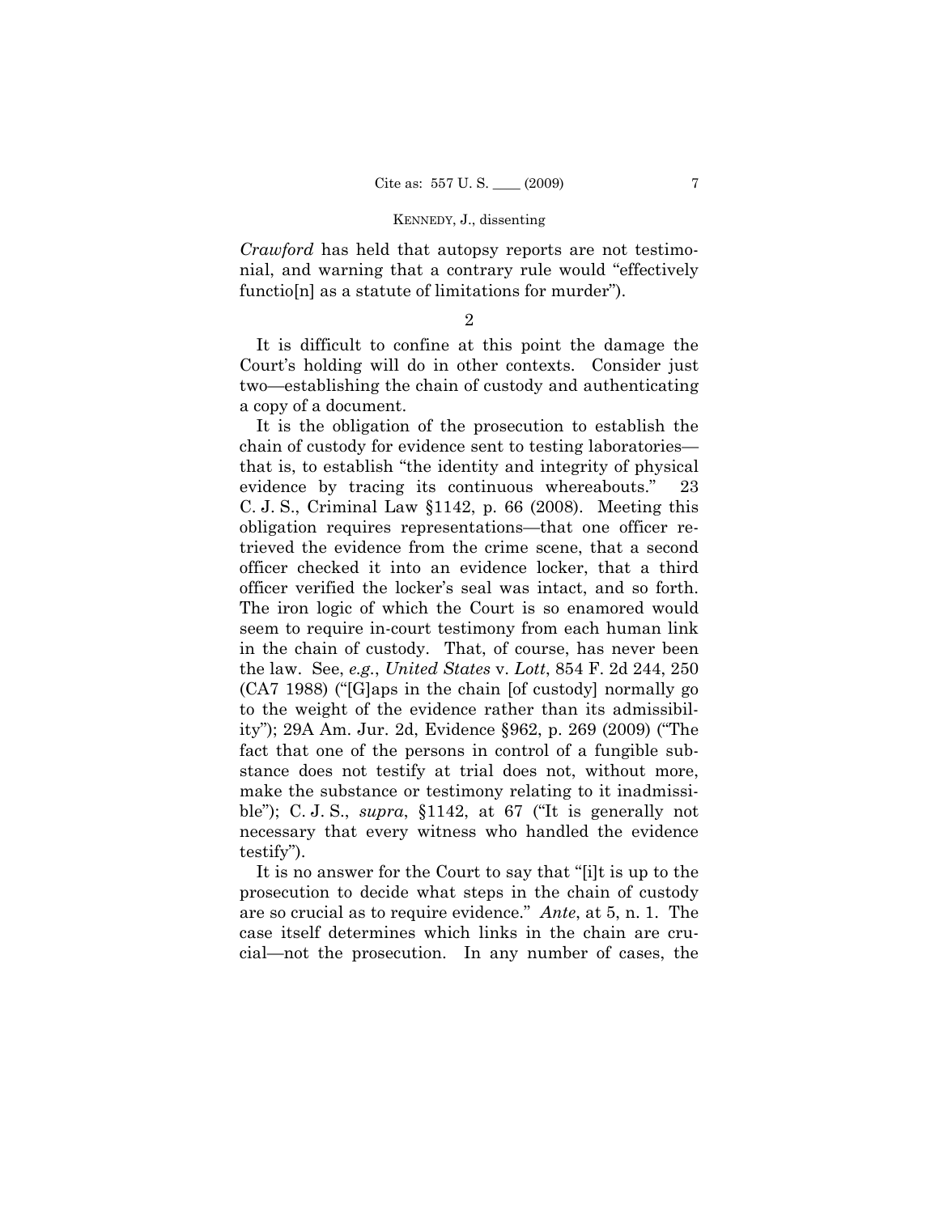*Crawford* has held that autopsy reports are not testimonial, and warning that a contrary rule would "effectively functio[n] as a statute of limitations for murder").

2

It is difficult to confine at this point the damage the Court's holding will do in other contexts. Consider just two—establishing the chain of custody and authenticating a copy of a document.

It is the obligation of the prosecution to establish the chain of custody for evidence sent to testing laboratories—that is, to establish "the identity and integrity of physical evidence by tracing its continuous whereabouts." 23 C. J. S., Criminal Law §1142, p. 66 (2008). Meeting this obligation requires representations—that one officer retrieved the evidence from the crime scene, that a second officer checked it into an evidence locker, that a third officer verified the locker's seal was intact, and so forth. The iron logic of which the Court is so enamored would seem to require in-court testimony from each human link in the chain of custody. That, of course, has never been the law. See, *e.g.*, *United States* v. *Lott*, 854 F. 2d 244, 250 (CA7 1988) ("[G]aps in the chain [of custody] normally go to the weight of the evidence rather than its admissibility"); 29A Am. Jur. 2d, Evidence §962, p. 269 (2009) ("The fact that one of the persons in control of a fungible substance does not testify at trial does not, without more, make the substance or testimony relating to it inadmissible"); C. J. S., *supra*, §1142, at 67 ("It is generally not necessary that every witness who handled the evidence testify").

It is no answer for the Court to say that "[i]t is up to the prosecution to decide what steps in the chain of custody are so crucial as to require evidence." *Ante*, at 5, n. 1. The case itself determines which links in the chain are crucial—not the prosecution. In any number of cases, the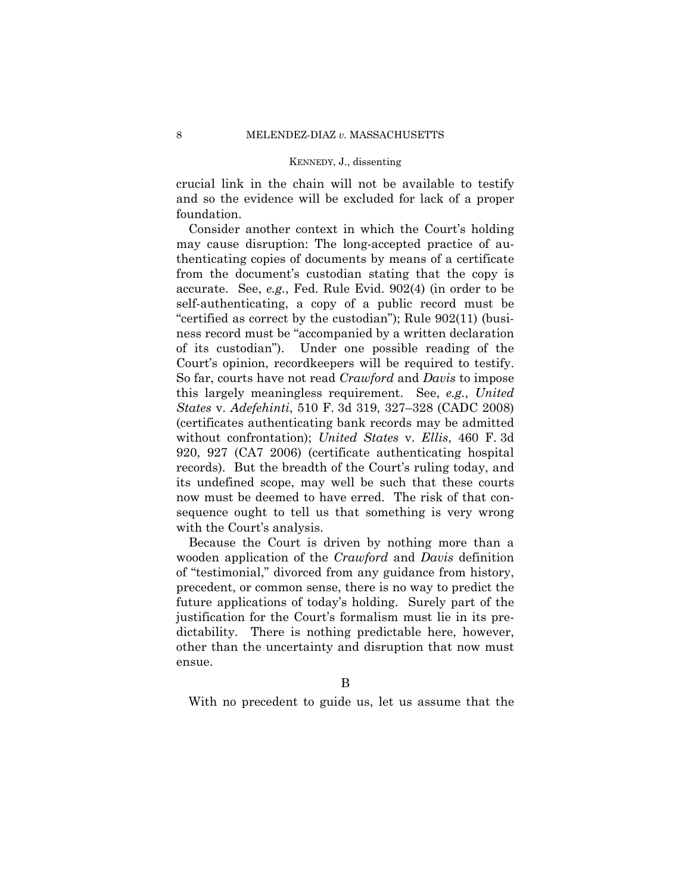crucial link in the chain will not be available to testify and so the evidence will be excluded for lack of a proper foundation.

Consider another context in which the Court's holding may cause disruption: The long-accepted practice of authenticating copies of documents by means of a certificate from the document's custodian stating that the copy is accurate. See, *e.g.*, Fed. Rule Evid. 902(4) (in order to be self-authenticating, a copy of a public record must be "certified as correct by the custodian"); Rule 902(11) (business record must be "accompanied by a written declaration of its custodian"). Under one possible reading of the Court's opinion, recordkeepers will be required to testify. So far, courts have not read *Crawford* and *Davis* to impose this largely meaningless requirement. See, *e.g.*, *United States* v. *Adefehinti*, 510 F. 3d 319, 327–328 (CADC 2008) (certificates authenticating bank records may be admitted without confrontation); *United States* v. *Ellis*, 460 F. 3d 920, 927 (CA7 2006) (certificate authenticating hospital records). But the breadth of the Court's ruling today, and its undefined scope, may well be such that these courts now must be deemed to have erred. The risk of that consequence ought to tell us that something is very wrong with the Court's analysis.

Because the Court is driven by nothing more than a wooden application of the *Crawford* and *Davis* definition of "testimonial," divorced from any guidance from history, precedent, or common sense, there is no way to predict the future applications of today's holding. Surely part of the justification for the Court's formalism must lie in its predictability. There is nothing predictable here, however, other than the uncertainty and disruption that now must ensue.

B

With no precedent to guide us, let us assume that the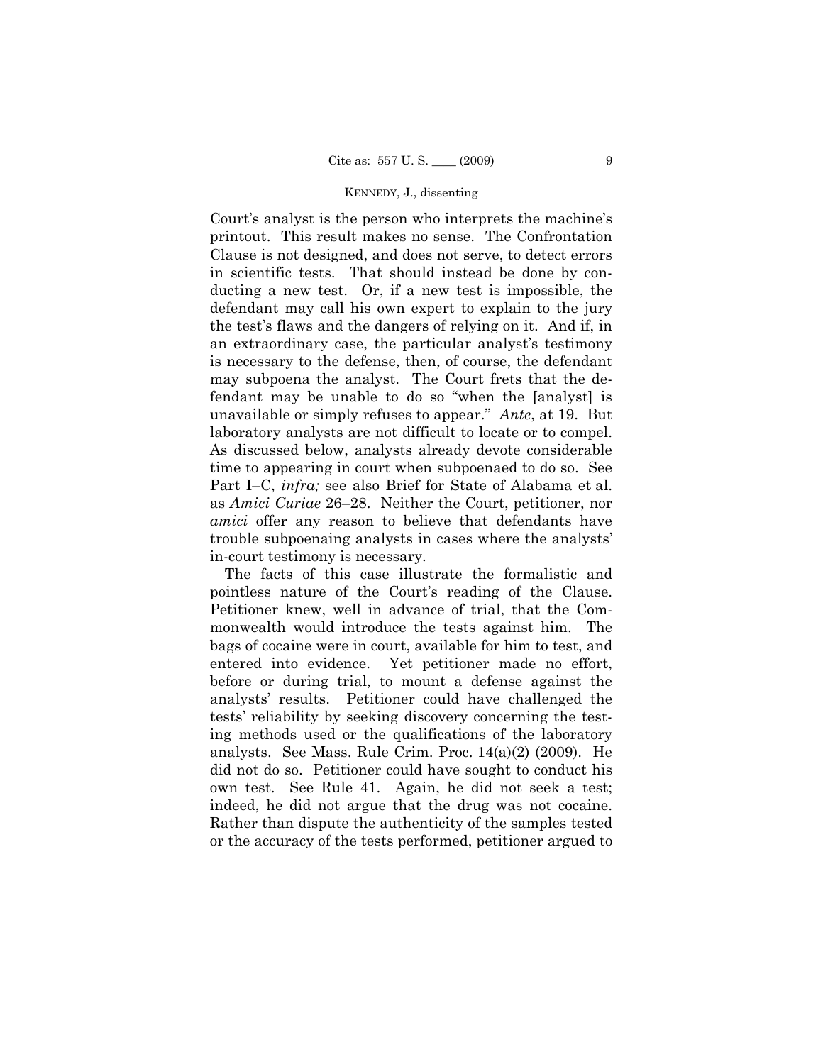Court's analyst is the person who interprets the machine's printout. This result makes no sense. The Confrontation Clause is not designed, and does not serve, to detect errors in scientific tests. That should instead be done by conducting a new test. Or, if a new test is impossible, the defendant may call his own expert to explain to the jury the test's flaws and the dangers of relying on it. And if, in an extraordinary case, the particular analyst's testimony is necessary to the defense, then, of course, the defendant may subpoena the analyst. The Court frets that the defendant may be unable to do so "when the [analyst] is unavailable or simply refuses to appear." *Ante*, at 19. But laboratory analysts are not difficult to locate or to compel. As discussed below, analysts already devote considerable time to appearing in court when subpoenaed to do so. See Part I–C, *infra;* see also Brief for State of Alabama et al. as *Amici Curiae* 26–28. Neither the Court, petitioner, nor *amici* offer any reason to believe that defendants have trouble subpoenaing analysts in cases where the analysts' in-court testimony is necessary.

The facts of this case illustrate the formalistic and pointless nature of the Court's reading of the Clause. Petitioner knew, well in advance of trial, that the Commonwealth would introduce the tests against him. The bags of cocaine were in court, available for him to test, and entered into evidence. Yet petitioner made no effort, before or during trial, to mount a defense against the analysts' results. Petitioner could have challenged the tests' reliability by seeking discovery concerning the testing methods used or the qualifications of the laboratory analysts. See Mass. Rule Crim. Proc. 14(a)(2) (2009). He did not do so. Petitioner could have sought to conduct his own test. See Rule 41. Again, he did not seek a test; indeed, he did not argue that the drug was not cocaine. Rather than dispute the authenticity of the samples tested or the accuracy of the tests performed, petitioner argued to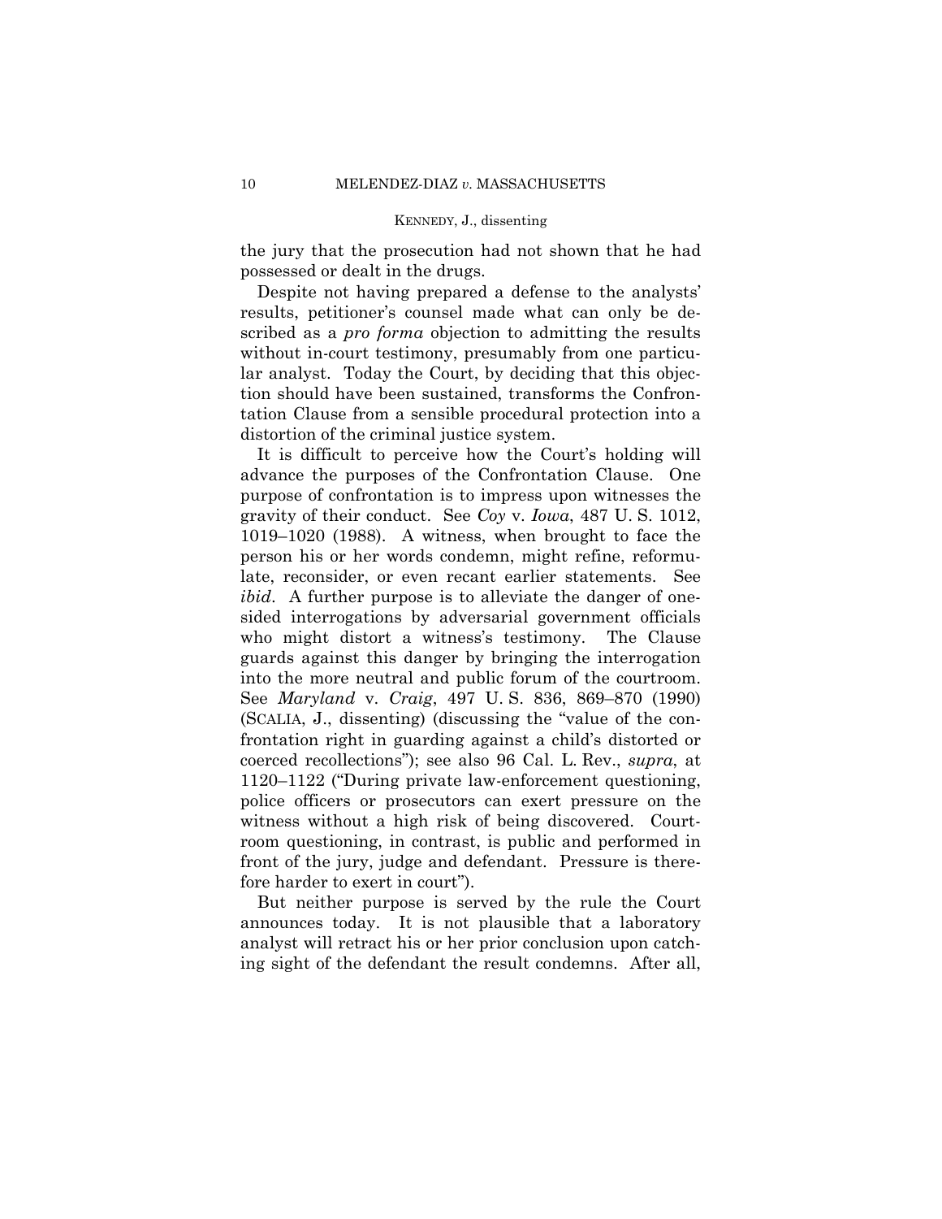the jury that the prosecution had not shown that he had possessed or dealt in the drugs.

Despite not having prepared a defense to the analysts' results, petitioner's counsel made what can only be described as a *pro forma* objection to admitting the results without in-court testimony, presumably from one particular analyst. Today the Court, by deciding that this objection should have been sustained, transforms the Confrontation Clause from a sensible procedural protection into a distortion of the criminal justice system.

It is difficult to perceive how the Court's holding will advance the purposes of the Confrontation Clause. One purpose of confrontation is to impress upon witnesses the gravity of their conduct. See *Coy* v. *Iowa*, 487 U. S. 1012, 1019–1020 (1988). A witness, when brought to face the person his or her words condemn, might refine, reformulate, reconsider, or even recant earlier statements. See *ibid*. A further purpose is to alleviate the danger of one-sided interrogations by adversarial government officials who might distort a witness's testimony. The Clause guards against this danger by bringing the interrogation into the more neutral and public forum of the courtroom. See *Maryland* v. *Craig*, 497 U. S. 836, 869–870 (1990) (SCALIA, J., dissenting) (discussing the "value of the confrontation right in guarding against a child's distorted or coerced recollections"); see also 96 Cal. L. Rev., *supra*, at 1120–1122 ("During private law-enforcement questioning, police officers or prosecutors can exert pressure on the witness without a high risk of being discovered. Courtroom questioning, in contrast, is public and performed in front of the jury, judge and defendant. Pressure is therefore harder to exert in court").

But neither purpose is served by the rule the Court announces today. It is not plausible that a laboratory analyst will retract his or her prior conclusion upon catching sight of the defendant the result condemns. After all,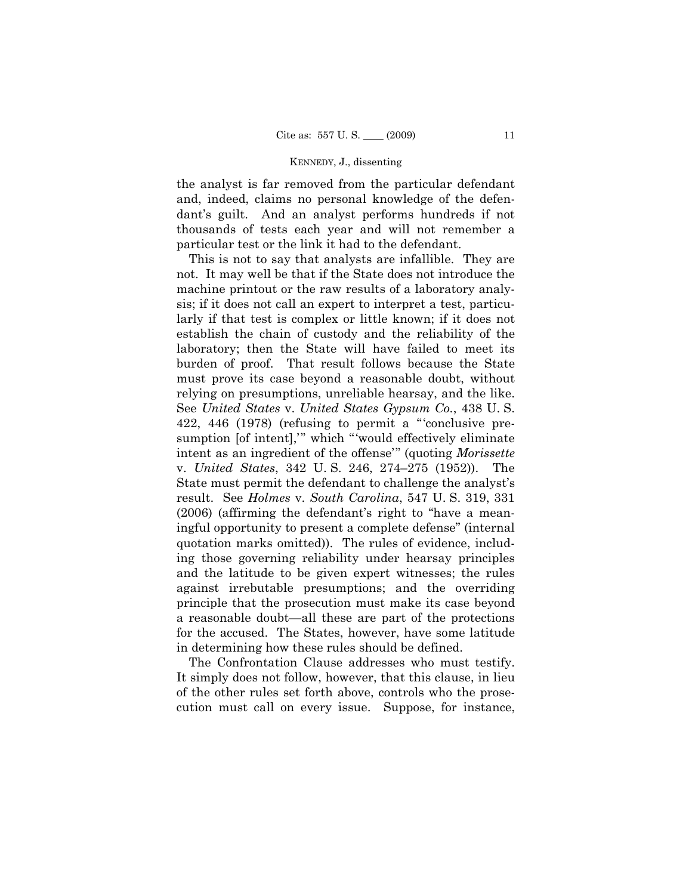the analyst is far removed from the particular defendant and, indeed, claims no personal knowledge of the defendant's guilt. And an analyst performs hundreds if not thousands of tests each year and will not remember a particular test or the link it had to the defendant.

This is not to say that analysts are infallible. They are not. It may well be that if the State does not introduce the machine printout or the raw results of a laboratory analysis; if it does not call an expert to interpret a test, particularly if that test is complex or little known; if it does not establish the chain of custody and the reliability of the laboratory; then the State will have failed to meet its burden of proof. That result follows because the State must prove its case beyond a reasonable doubt, without relying on presumptions, unreliable hearsay, and the like. See *United States* v. *United States Gypsum Co.*, 438 U. S. 422, 446 (1978) (refusing to permit a "'conclusive presumption [of intent],'" which "'would effectively eliminate intent as an ingredient of the offense'" (quoting *Morissette* v. *United States*, 342 U. S. 246, 274–275 (1952)). The State must permit the defendant to challenge the analyst's result. See *Holmes* v. *South Carolina*, 547 U. S. 319, 331 (2006) (affirming the defendant's right to "have a meaningful opportunity to present a complete defense" (internal quotation marks omitted)). The rules of evidence, including those governing reliability under hearsay principles and the latitude to be given expert witnesses; the rules against irrebutable presumptions; and the overriding principle that the prosecution must make its case beyond a reasonable doubt—all these are part of the protections for the accused. The States, however, have some latitude in determining how these rules should be defined.

The Confrontation Clause addresses who must testify. It simply does not follow, however, that this clause, in lieu of the other rules set forth above, controls who the prosecution must call on every issue. Suppose, for instance,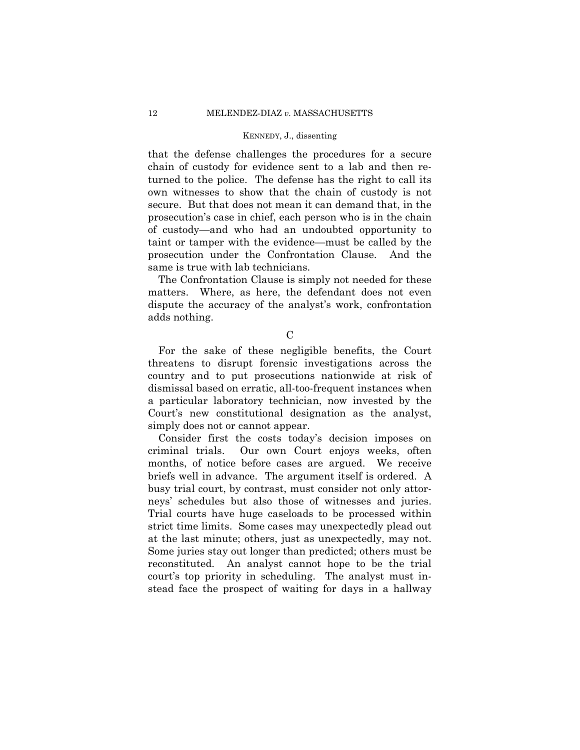that the defense challenges the procedures for a secure chain of custody for evidence sent to a lab and then returned to the police. The defense has the right to call its own witnesses to show that the chain of custody is not secure. But that does not mean it can demand that, in the prosecution's case in chief, each person who is in the chain of custody—and who had an undoubted opportunity to taint or tamper with the evidence—must be called by the prosecution under the Confrontation Clause. And the same is true with lab technicians.

The Confrontation Clause is simply not needed for these matters. Where, as here, the defendant does not even dispute the accuracy of the analyst's work, confrontation adds nothing.

### C

For the sake of these negligible benefits, the Court threatens to disrupt forensic investigations across the country and to put prosecutions nationwide at risk of dismissal based on erratic, all-too-frequent instances when a particular laboratory technician, now invested by the Court's new constitutional designation as the analyst, simply does not or cannot appear.

Consider first the costs today's decision imposes on criminal trials. Our own Court enjoys weeks, often months, of notice before cases are argued. We receive briefs well in advance. The argument itself is ordered. A busy trial court, by contrast, must consider not only attorneys' schedules but also those of witnesses and juries. Trial courts have huge caseloads to be processed within strict time limits. Some cases may unexpectedly plead out at the last minute; others, just as unexpectedly, may not. Some juries stay out longer than predicted; others must be reconstituted. An analyst cannot hope to be the trial court's top priority in scheduling. The analyst must instead face the prospect of waiting for days in a hallway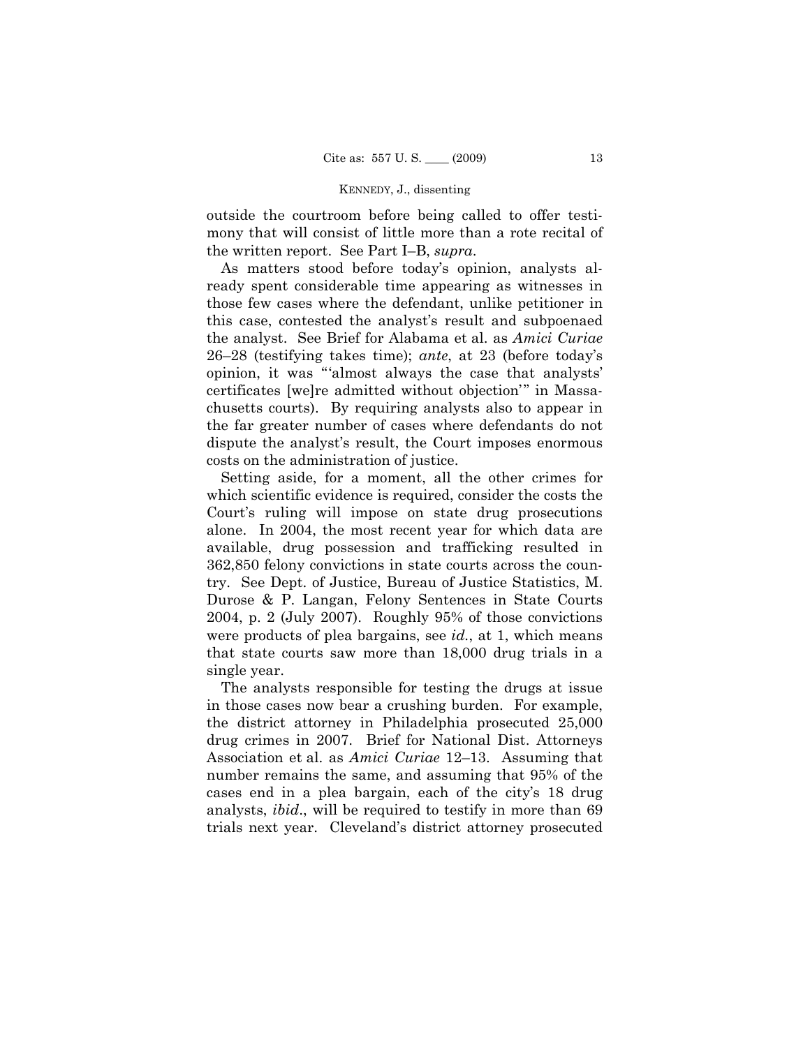outside the courtroom before being called to offer testimony that will consist of little more than a rote recital of the written report. See Part I–B, *supra*.

As matters stood before today's opinion, analysts already spent considerable time appearing as witnesses in those few cases where the defendant, unlike petitioner in this case, contested the analyst's result and subpoenaed the analyst. See Brief for Alabama et al. as *Amici Curiae* 26–28 (testifying takes time); *ante*, at 23 (before today's opinion, it was "'almost always the case that analysts' certificates [we]re admitted without objection'" in Massachusetts courts). By requiring analysts also to appear in the far greater number of cases where defendants do not dispute the analyst's result, the Court imposes enormous costs on the administration of justice.

Setting aside, for a moment, all the other crimes for which scientific evidence is required, consider the costs the Court's ruling will impose on state drug prosecutions alone. In 2004, the most recent year for which data are available, drug possession and trafficking resulted in 362,850 felony convictions in state courts across the country. See Dept. of Justice, Bureau of Justice Statistics, M. Durose & P. Langan, Felony Sentences in State Courts 2004, p. 2 (July 2007). Roughly 95% of those convictions were products of plea bargains, see *id.*, at 1, which means that state courts saw more than 18,000 drug trials in a single year.

The analysts responsible for testing the drugs at issue in those cases now bear a crushing burden. For example, the district attorney in Philadelphia prosecuted 25,000 drug crimes in 2007. Brief for National Dist. Attorneys Association et al. as *Amici Curiae* 12–13. Assuming that number remains the same, and assuming that 95% of the cases end in a plea bargain, each of the city's 18 drug analysts, *ibid.*, will be required to testify in more than 69 trials next year. Cleveland's district attorney prosecuted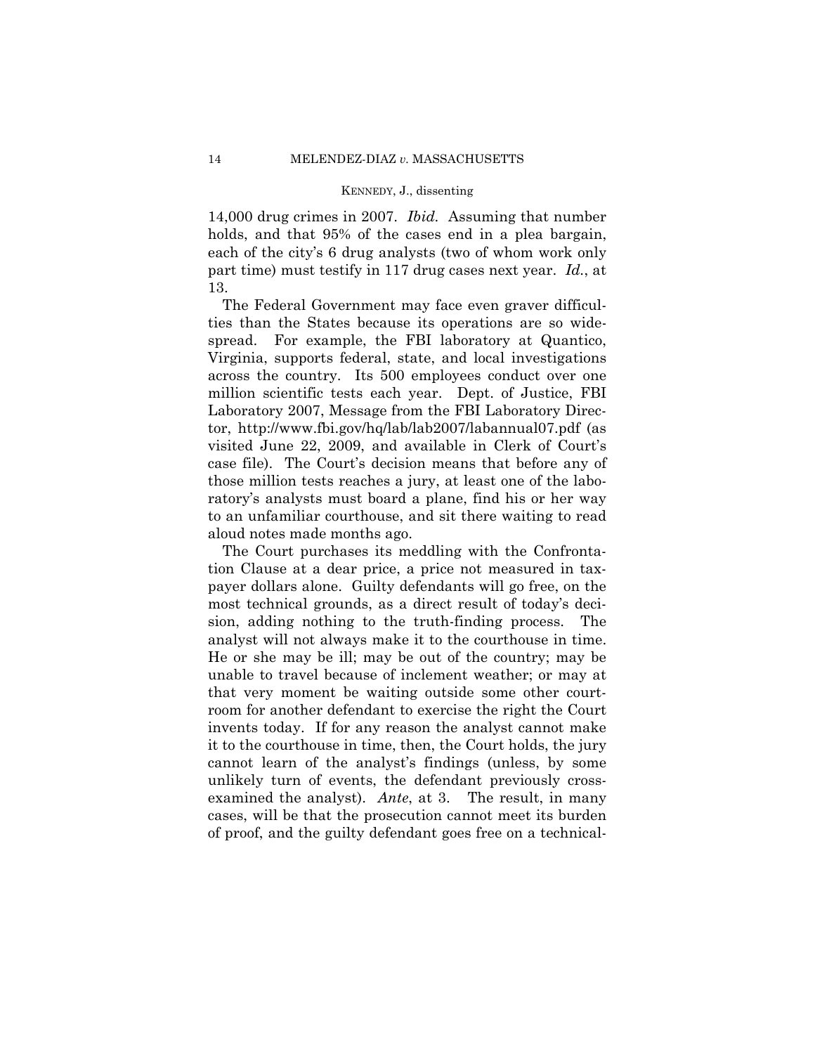14,000 drug crimes in 2007. *Ibid.* Assuming that number holds, and that 95% of the cases end in a plea bargain, each of the city's 6 drug analysts (two of whom work only part time) must testify in 117 drug cases next year. *Id.*, at 13.

The Federal Government may face even graver difficulties than the States because its operations are so widespread. For example, the FBI laboratory at Quantico, Virginia, supports federal, state, and local investigations across the country. Its 500 employees conduct over one million scientific tests each year. Dept. of Justice, FBI Laboratory 2007, Message from the FBI Laboratory Director, http://www.fbi.gov/hq/lab/lab2007/labannual07.pdf (as visited June 22, 2009, and available in Clerk of Court's case file). The Court's decision means that before any of those million tests reaches a jury, at least one of the laboratory's analysts must board a plane, find his or her way to an unfamiliar courthouse, and sit there waiting to read aloud notes made months ago.

The Court purchases its meddling with the Confrontation Clause at a dear price, a price not measured in taxpayer dollars alone. Guilty defendants will go free, on the most technical grounds, as a direct result of today's decision, adding nothing to the truth-finding process. The analyst will not always make it to the courthouse in time. He or she may be ill; may be out of the country; may be unable to travel because of inclement weather; or may at that very moment be waiting outside some other courtroom for another defendant to exercise the right the Court invents today. If for any reason the analyst cannot make it to the courthouse in time, then, the Court holds, the jury cannot learn of the analyst's findings (unless, by some unlikely turn of events, the defendant previously cross-examined the analyst). *Ante*, at 3. The result, in many cases, will be that the prosecution cannot meet its burden of proof, and the guilty defendant goes free on a technical-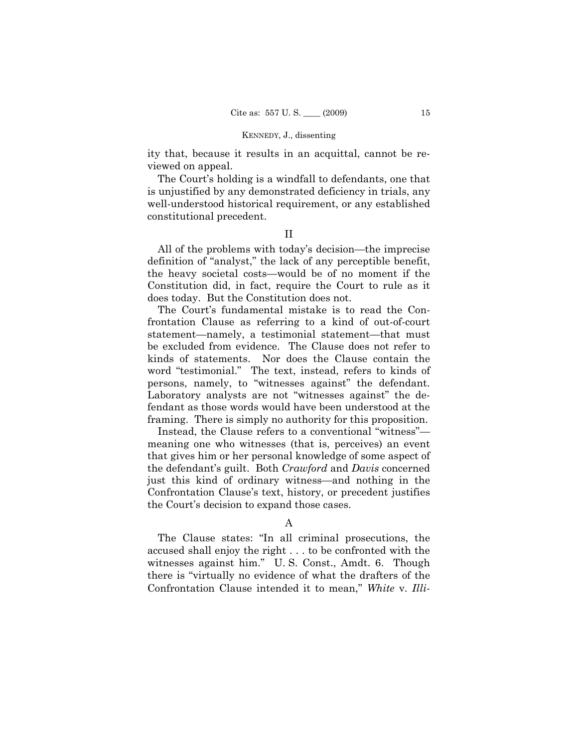ity that, because it results in an acquittal, cannot be reviewed on appeal.

The Court's holding is a windfall to defendants, one that is unjustified by any demonstrated deficiency in trials, any well-understood historical requirement, or any established constitutional precedent.

## II

All of the problems with today's decision—the imprecise definition of "analyst," the lack of any perceptible benefit, the heavy societal costs—would be of no moment if the Constitution did, in fact, require the Court to rule as it does today. But the Constitution does not.

The Court's fundamental mistake is to read the Confrontation Clause as referring to a kind of out-of-court statement—namely, a testimonial statement—that must be excluded from evidence. The Clause does not refer to kinds of statements. Nor does the Clause contain the word "testimonial." The text, instead, refers to kinds of persons, namely, to "witnesses against" the defendant. Laboratory analysts are not "witnesses against" the defendant as those words would have been understood at the framing. There is simply no authority for this proposition.

Instead, the Clause refers to a conventional "witness"—meaning one who witnesses (that is, perceives) an event that gives him or her personal knowledge of some aspect of the defendant's guilt. Both *Crawford* and *Davis* concerned just this kind of ordinary witness—and nothing in the Confrontation Clause's text, history, or precedent justifies the Court's decision to expand those cases.

### A

The Clause states: "In all criminal prosecutions, the accused shall enjoy the right . . . to be confronted with the witnesses against him." U. S. Const., Amdt. 6. Though there is "virtually no evidence of what the drafters of the Confrontation Clause intended it to mean," *White* v. *Illi-*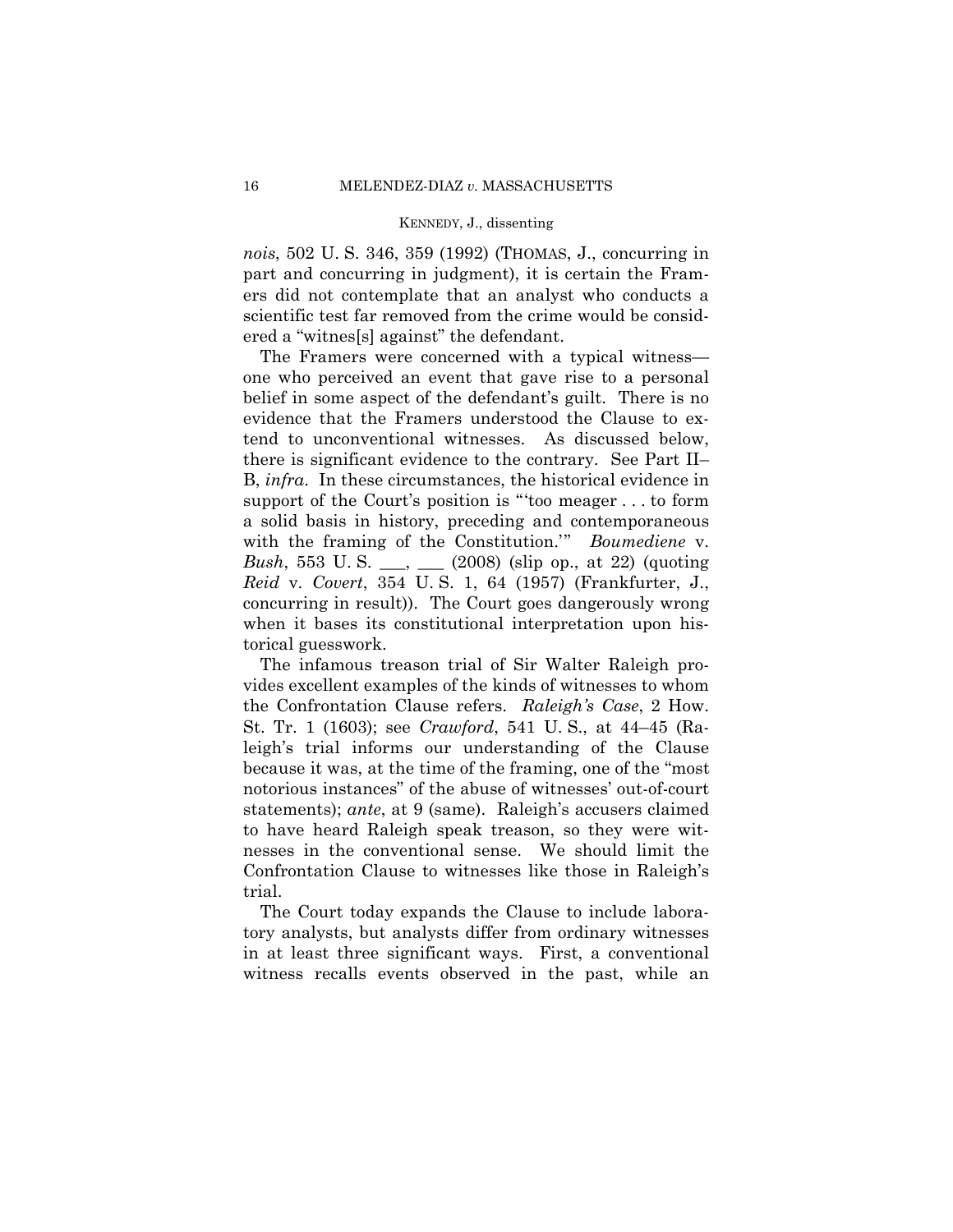*nois*, 502 U. S. 346, 359 (1992) (THOMAS, J., concurring in part and concurring in judgment), it is certain the Framers did not contemplate that an analyst who conducts a scientific test far removed from the crime would be considered a "witnes[s] against" the defendant.

The Framers were concerned with a typical witness—one who perceived an event that gave rise to a personal belief in some aspect of the defendant's guilt. There is no evidence that the Framers understood the Clause to extend to unconventional witnesses. As discussed below, there is significant evidence to the contrary. See Part II–B, *infra*. In these circumstances, the historical evidence in support of the Court's position is "'too meager . . . to form a solid basis in history, preceding and contemporaneous with the framing of the Constitution.'" *Boumediene* v. *Bush*, 553 U. S. ___, ___ (2008) (slip op., at 22) (quoting *Reid* v. *Covert*, 354 U. S. 1, 64 (1957) (Frankfurter, J., concurring in result)). The Court goes dangerously wrong when it bases its constitutional interpretation upon historical guesswork.

The infamous treason trial of Sir Walter Raleigh provides excellent examples of the kinds of witnesses to whom the Confrontation Clause refers. *Raleigh's Case*, 2 How. St. Tr. 1 (1603); see *Crawford*, 541 U. S., at 44–45 (Raleigh's trial informs our understanding of the Clause because it was, at the time of the framing, one of the "most notorious instances" of the abuse of witnesses' out-of-court statements); *ante*, at 9 (same). Raleigh's accusers claimed to have heard Raleigh speak treason, so they were witnesses in the conventional sense. We should limit the Confrontation Clause to witnesses like those in Raleigh's trial.

The Court today expands the Clause to include laboratory analysts, but analysts differ from ordinary witnesses in at least three significant ways. First, a conventional witness recalls events observed in the past, while an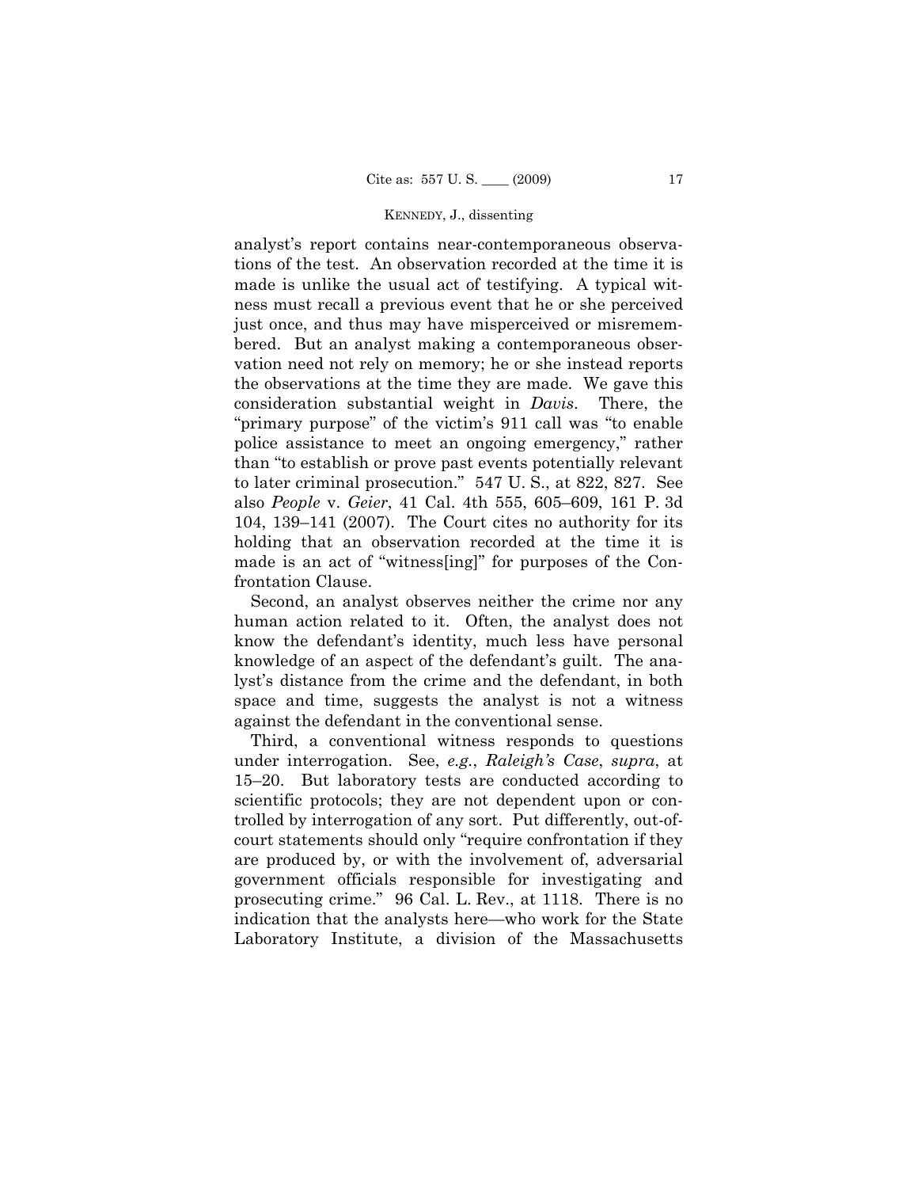analyst's report contains near-contemporaneous observations of the test. An observation recorded at the time it is made is unlike the usual act of testifying. A typical witness must recall a previous event that he or she perceived just once, and thus may have misperceived or misremembered. But an analyst making a contemporaneous observation need not rely on memory; he or she instead reports the observations at the time they are made. We gave this consideration substantial weight in *Davis*. There, the "primary purpose" of the victim's 911 call was "to enable police assistance to meet an ongoing emergency," rather than "to establish or prove past events potentially relevant to later criminal prosecution." 547 U. S., at 822, 827. See also *People* v. *Geier*, 41 Cal. 4th 555, 605–609, 161 P. 3d 104, 139–141 (2007). The Court cites no authority for its holding that an observation recorded at the time it is made is an act of "witness[ing]" for purposes of the Confrontation Clause.

Second, an analyst observes neither the crime nor any human action related to it. Often, the analyst does not know the defendant's identity, much less have personal knowledge of an aspect of the defendant's guilt. The analyst's distance from the crime and the defendant, in both space and time, suggests the analyst is not a witness against the defendant in the conventional sense.

Third, a conventional witness responds to questions under interrogation. See, *e.g.*, *Raleigh's Case*, *supra*, at 15–20. But laboratory tests are conducted according to scientific protocols; they are not dependent upon or controlled by interrogation of any sort. Put differently, out-of-court statements should only "require confrontation if they are produced by, or with the involvement of, adversarial government officials responsible for investigating and prosecuting crime." 96 Cal. L. Rev., at 1118. There is no indication that the analysts here—who work for the State Laboratory Institute, a division of the Massachusetts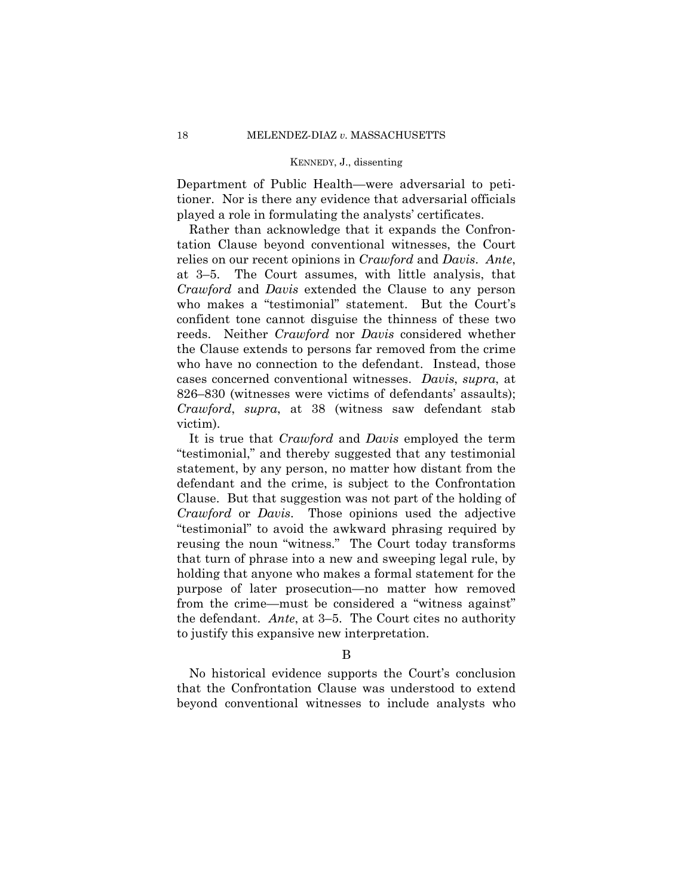Department of Public Health—were adversarial to petitioner. Nor is there any evidence that adversarial officials played a role in formulating the analysts' certificates.

Rather than acknowledge that it expands the Confrontation Clause beyond conventional witnesses, the Court relies on our recent opinions in *Crawford* and *Davis*. *Ante*, at 3–5. The Court assumes, with little analysis, that *Crawford* and *Davis* extended the Clause to any person who makes a "testimonial" statement. But the Court's confident tone cannot disguise the thinness of these two reeds. Neither *Crawford* nor *Davis* considered whether the Clause extends to persons far removed from the crime who have no connection to the defendant. Instead, those cases concerned conventional witnesses. *Davis*, *supra*, at 826–830 (witnesses were victims of defendants' assaults); *Crawford*, *supra*, at 38 (witness saw defendant stab victim).

It is true that *Crawford* and *Davis* employed the term "testimonial," and thereby suggested that any testimonial statement, by any person, no matter how distant from the defendant and the crime, is subject to the Confrontation Clause. But that suggestion was not part of the holding of *Crawford* or *Davis*. Those opinions used the adjective "testimonial" to avoid the awkward phrasing required by reusing the noun "witness." The Court today transforms that turn of phrase into a new and sweeping legal rule, by holding that anyone who makes a formal statement for the purpose of later prosecution—no matter how removed from the crime—must be considered a "witness against" the defendant. *Ante*, at 3–5. The Court cites no authority to justify this expansive new interpretation.

B

No historical evidence supports the Court's conclusion that the Confrontation Clause was understood to extend beyond conventional witnesses to include analysts who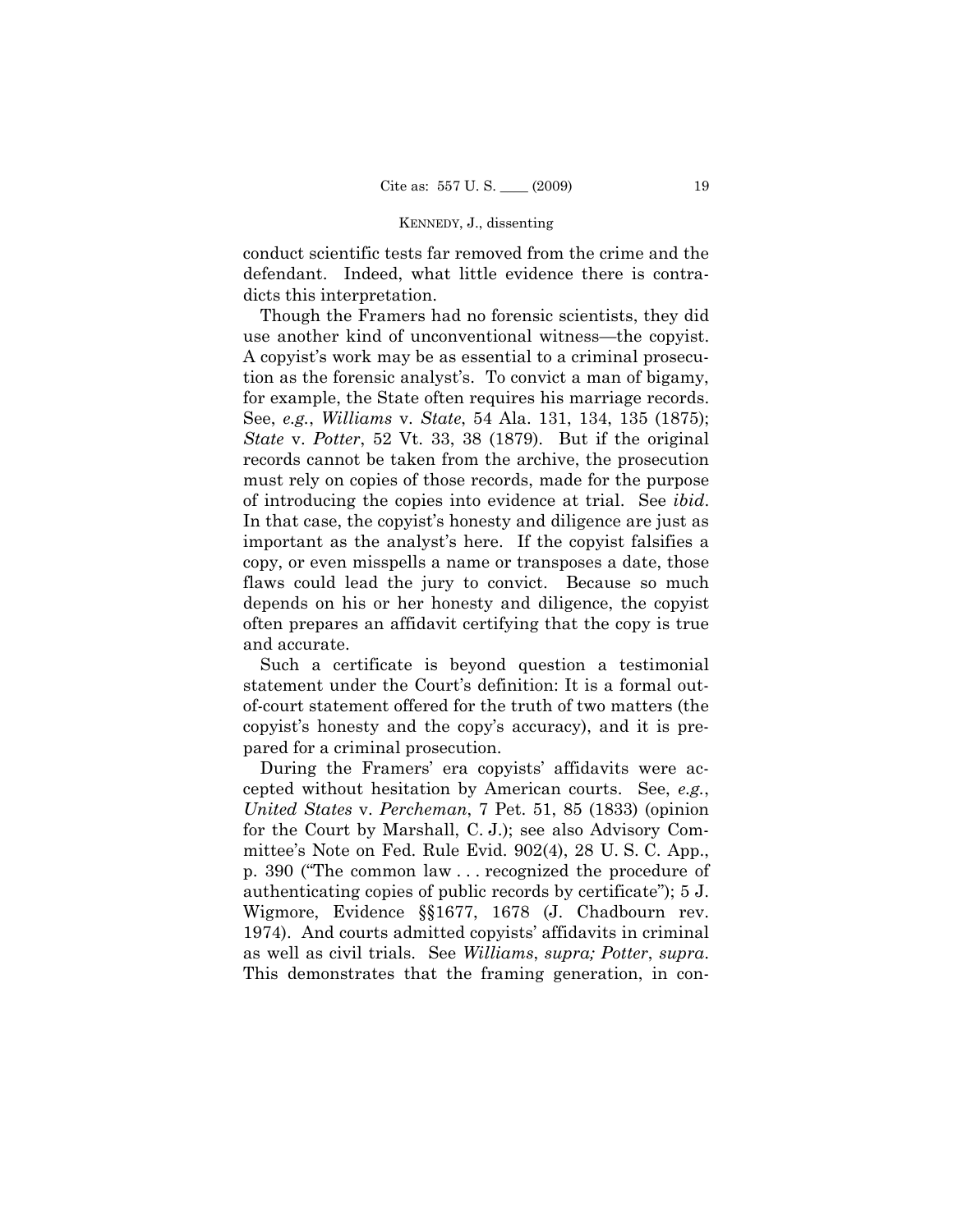conduct scientific tests far removed from the crime and the defendant. Indeed, what little evidence there is contradicts this interpretation.

Though the Framers had no forensic scientists, they did use another kind of unconventional witness—the copyist. A copyist's work may be as essential to a criminal prosecution as the forensic analyst's. To convict a man of bigamy, for example, the State often requires his marriage records. See, *e.g.*, *Williams* v. *State*, 54 Ala. 131, 134, 135 (1875); *State* v. *Potter*, 52 Vt. 33, 38 (1879). But if the original records cannot be taken from the archive, the prosecution must rely on copies of those records, made for the purpose of introducing the copies into evidence at trial. See *ibid.* In that case, the copyist's honesty and diligence are just as important as the analyst's here. If the copyist falsifies a copy, or even misspells a name or transposes a date, those flaws could lead the jury to convict. Because so much depends on his or her honesty and diligence, the copyist often prepares an affidavit certifying that the copy is true and accurate.

Such a certificate is beyond question a testimonial statement under the Court's definition: It is a formal out-of-court statement offered for the truth of two matters (the copyist's honesty and the copy's accuracy), and it is prepared for a criminal prosecution.

During the Framers' era copyists' affidavits were accepted without hesitation by American courts. See, *e.g.*, *United States* v. *Percheman*, 7 Pet. 51, 85 (1833) (opinion for the Court by Marshall, C. J.); see also Advisory Committee's Note on Fed. Rule Evid. 902(4), 28 U. S. C. App., p. 390 ("The common law . . . recognized the procedure of authenticating copies of public records by certificate"); 5 J. Wigmore, Evidence §§1677, 1678 (J. Chadbourn rev. 1974). And courts admitted copyists' affidavits in criminal as well as civil trials. See *Williams*, *supra; Potter*, *supra*. This demonstrates that the framing generation, in con-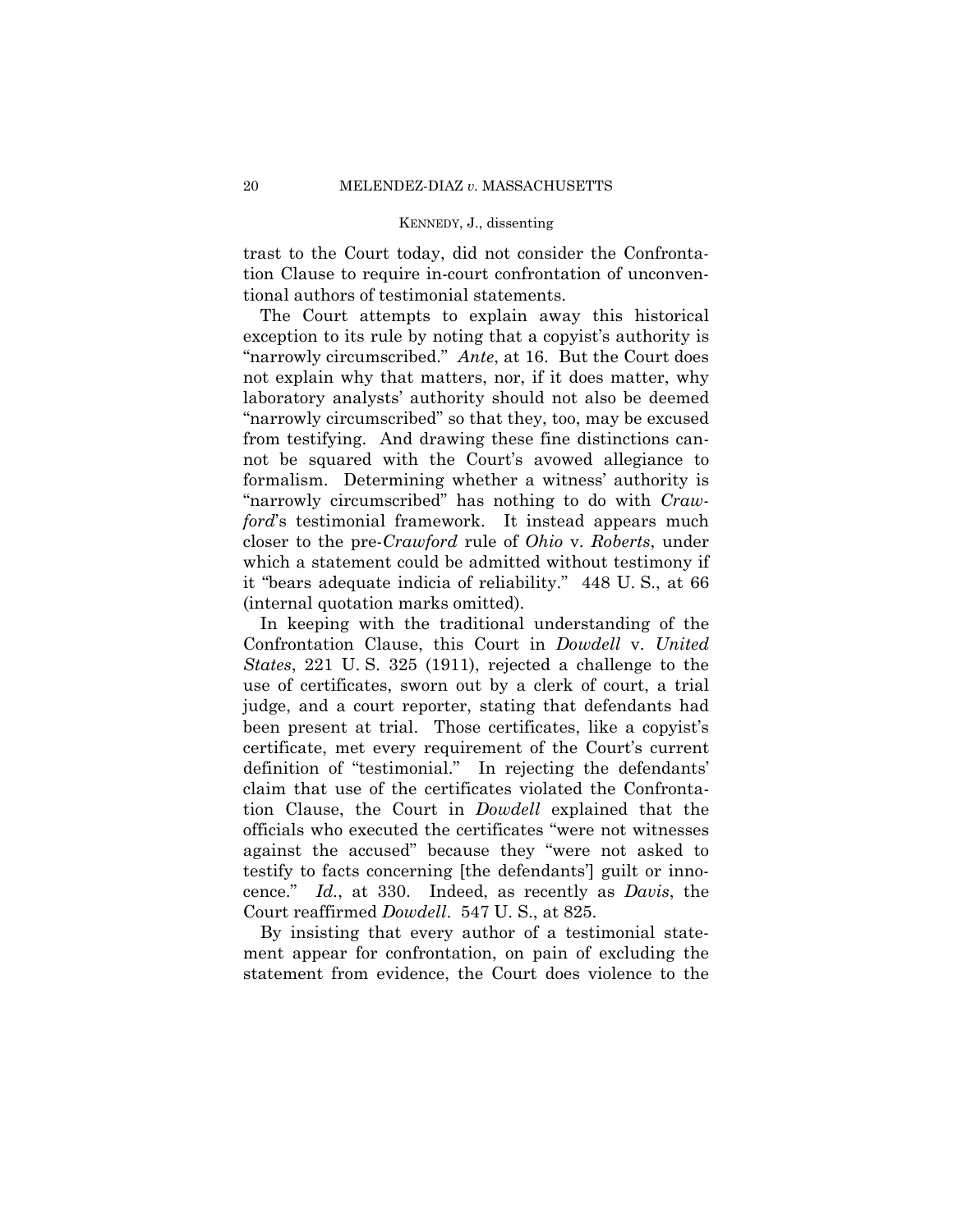trast to the Court today, did not consider the Confrontation Clause to require in-court confrontation of unconventional authors of testimonial statements.

The Court attempts to explain away this historical exception to its rule by noting that a copyist's authority is "narrowly circumscribed." *Ante*, at 16. But the Court does not explain why that matters, nor, if it does matter, why laboratory analysts' authority should not also be deemed "narrowly circumscribed" so that they, too, may be excused from testifying. And drawing these fine distinctions cannot be squared with the Court's avowed allegiance to formalism. Determining whether a witness' authority is "narrowly circumscribed" has nothing to do with *Crawford*'s testimonial framework. It instead appears much closer to the pre-*Crawford* rule of *Ohio* v. *Roberts*, under which a statement could be admitted without testimony if it "bears adequate indicia of reliability." 448 U. S., at 66 (internal quotation marks omitted).

In keeping with the traditional understanding of the Confrontation Clause, this Court in *Dowdell* v. *United States*, 221 U. S. 325 (1911), rejected a challenge to the use of certificates, sworn out by a clerk of court, a trial judge, and a court reporter, stating that defendants had been present at trial. Those certificates, like a copyist's certificate, met every requirement of the Court's current definition of "testimonial." In rejecting the defendants' claim that use of the certificates violated the Confrontation Clause, the Court in *Dowdell* explained that the officials who executed the certificates "were not witnesses against the accused" because they "were not asked to testify to facts concerning [the defendants'] guilt or innocence." *Id.*, at 330. Indeed, as recently as *Davis*, the Court reaffirmed *Dowdell*. 547 U. S., at 825.

By insisting that every author of a testimonial statement appear for confrontation, on pain of excluding the statement from evidence, the Court does violence to the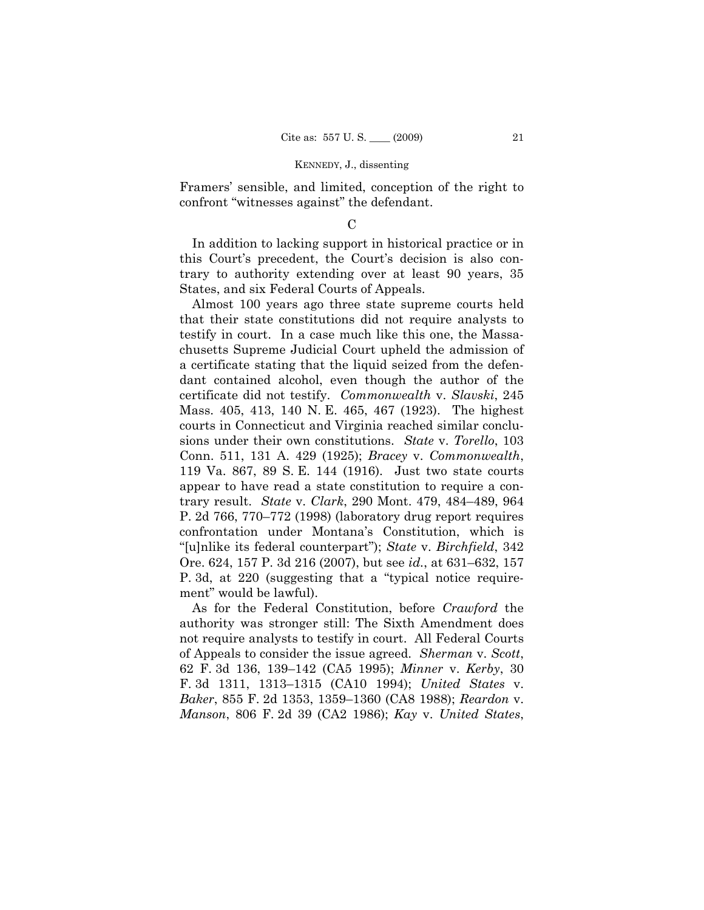Framers' sensible, and limited, conception of the right to confront "witnesses against" the defendant.

### C

In addition to lacking support in historical practice or in this Court's precedent, the Court's decision is also contrary to authority extending over at least 90 years, 35 States, and six Federal Courts of Appeals.

Almost 100 years ago three state supreme courts held that their state constitutions did not require analysts to testify in court. In a case much like this one, the Massachusetts Supreme Judicial Court upheld the admission of a certificate stating that the liquid seized from the defendant contained alcohol, even though the author of the certificate did not testify. *Commonwealth* v. *Slavski*, 245 Mass. 405, 413, 140 N. E. 465, 467 (1923). The highest courts in Connecticut and Virginia reached similar conclusions under their own constitutions. *State* v. *Torello*, 103 Conn. 511, 131 A. 429 (1925); *Bracey* v. *Commonwealth*, 119 Va. 867, 89 S. E. 144 (1916). Just two state courts appear to have read a state constitution to require a contrary result. *State* v. *Clark*, 290 Mont. 479, 484–489, 964 P. 2d 766, 770–772 (1998) (laboratory drug report requires confrontation under Montana's Constitution, which is "[u]nlike its federal counterpart"); *State* v. *Birchfield*, 342 Ore. 624, 157 P. 3d 216 (2007), but see *id.*, at 631–632, 157 P. 3d, at 220 (suggesting that a "typical notice requirement" would be lawful).

As for the Federal Constitution, before *Crawford* the authority was stronger still: The Sixth Amendment does not require analysts to testify in court. All Federal Courts of Appeals to consider the issue agreed. *Sherman* v. *Scott*, 62 F. 3d 136, 139–142 (CA5 1995); *Minner* v. *Kerby*, 30 F. 3d 1311, 1313–1315 (CA10 1994); *United States* v. *Baker*, 855 F. 2d 1353, 1359–1360 (CA8 1988); *Reardon* v. *Manson*, 806 F. 2d 39 (CA2 1986); *Kay* v. *United States*,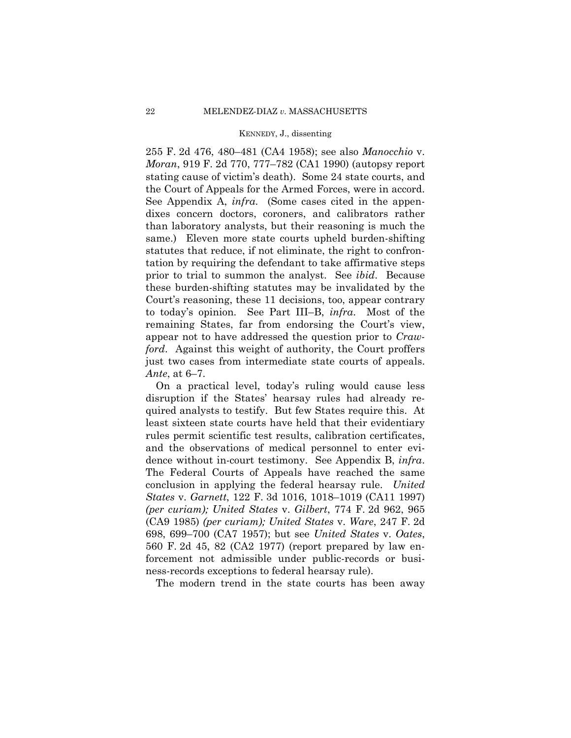255 F. 2d 476, 480–481 (CA4 1958); see also *Manocchio* v. *Moran*, 919 F. 2d 770, 777–782 (CA1 1990) (autopsy report stating cause of victim's death). Some 24 state courts, and the Court of Appeals for the Armed Forces, were in accord. See Appendix A, *infra*. (Some cases cited in the appendixes concern doctors, coroners, and calibrators rather than laboratory analysts, but their reasoning is much the same.) Eleven more state courts upheld burden-shifting statutes that reduce, if not eliminate, the right to confrontation by requiring the defendant to take affirmative steps prior to trial to summon the analyst. See *ibid*. Because these burden-shifting statutes may be invalidated by the Court's reasoning, these 11 decisions, too, appear contrary to today's opinion. See Part III–B, *infra*. Most of the remaining States, far from endorsing the Court's view, appear not to have addressed the question prior to *Crawford*. Against this weight of authority, the Court proffers just two cases from intermediate state courts of appeals. *Ante*, at 6–7.

On a practical level, today's ruling would cause less disruption if the States' hearsay rules had already required analysts to testify. But few States require this. At least sixteen state courts have held that their evidentiary rules permit scientific test results, calibration certificates, and the observations of medical personnel to enter evidence without in-court testimony. See Appendix B, *infra*. The Federal Courts of Appeals have reached the same conclusion in applying the federal hearsay rule. *United States* v. *Garnett*, 122 F. 3d 1016, 1018–1019 (CA11 1997) *(per curiam); United States* v. *Gilbert*, 774 F. 2d 962, 965 (CA9 1985) *(per curiam); United States* v. *Ware*, 247 F. 2d 698, 699–700 (CA7 1957); but see *United States* v. *Oates*, 560 F. 2d 45, 82 (CA2 1977) (report prepared by law enforcement not admissible under public-records or business-records exceptions to federal hearsay rule).

The modern trend in the state courts has been away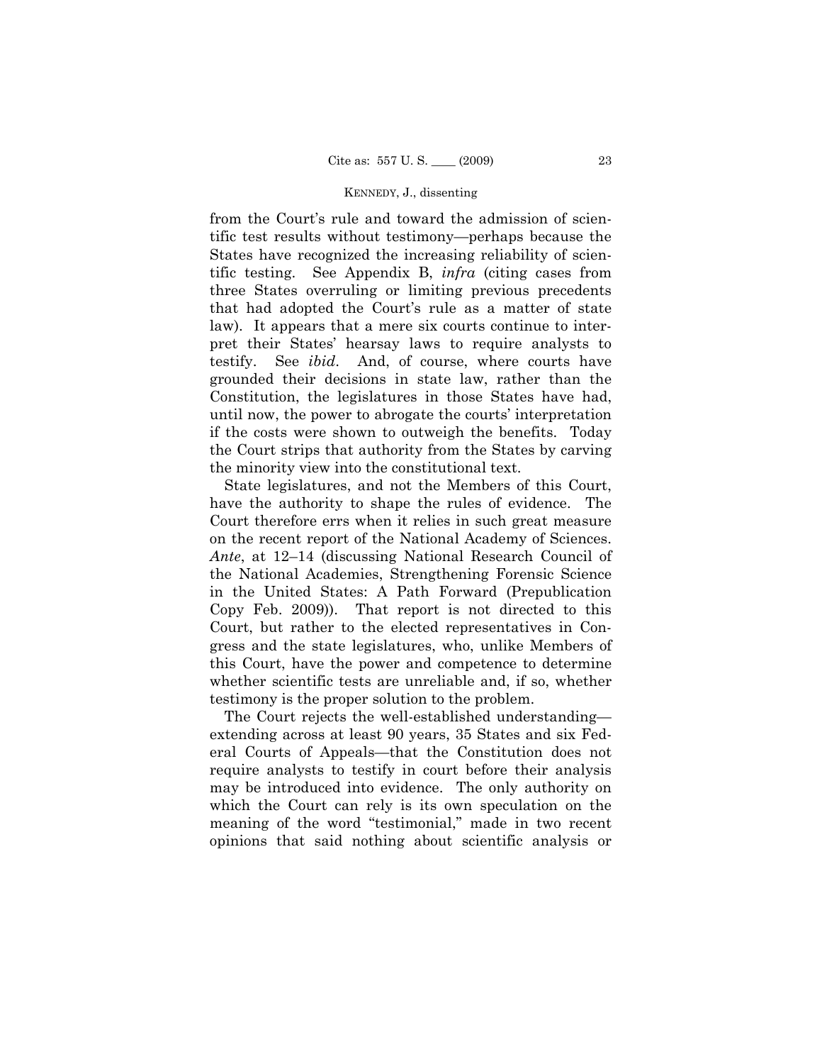from the Court's rule and toward the admission of scientific test results without testimony—perhaps because the States have recognized the increasing reliability of scientific testing. See Appendix B, *infra* (citing cases from three States overruling or limiting previous precedents that had adopted the Court's rule as a matter of state law). It appears that a mere six courts continue to interpret their States' hearsay laws to require analysts to testify. See *ibid*. And, of course, where courts have grounded their decisions in state law, rather than the Constitution, the legislatures in those States have had, until now, the power to abrogate the courts' interpretation if the costs were shown to outweigh the benefits. Today the Court strips that authority from the States by carving the minority view into the constitutional text.

State legislatures, and not the Members of this Court, have the authority to shape the rules of evidence. The Court therefore errs when it relies in such great measure on the recent report of the National Academy of Sciences. *Ante*, at 12–14 (discussing National Research Council of the National Academies, Strengthening Forensic Science in the United States: A Path Forward (Prepublication Copy Feb. 2009)). That report is not directed to this Court, but rather to the elected representatives in Congress and the state legislatures, who, unlike Members of this Court, have the power and competence to determine whether scientific tests are unreliable and, if so, whether testimony is the proper solution to the problem.

The Court rejects the well-established understanding—extending across at least 90 years, 35 States and six Federal Courts of Appeals—that the Constitution does not require analysts to testify in court before their analysis may be introduced into evidence. The only authority on which the Court can rely is its own speculation on the meaning of the word "testimonial," made in two recent opinions that said nothing about scientific analysis or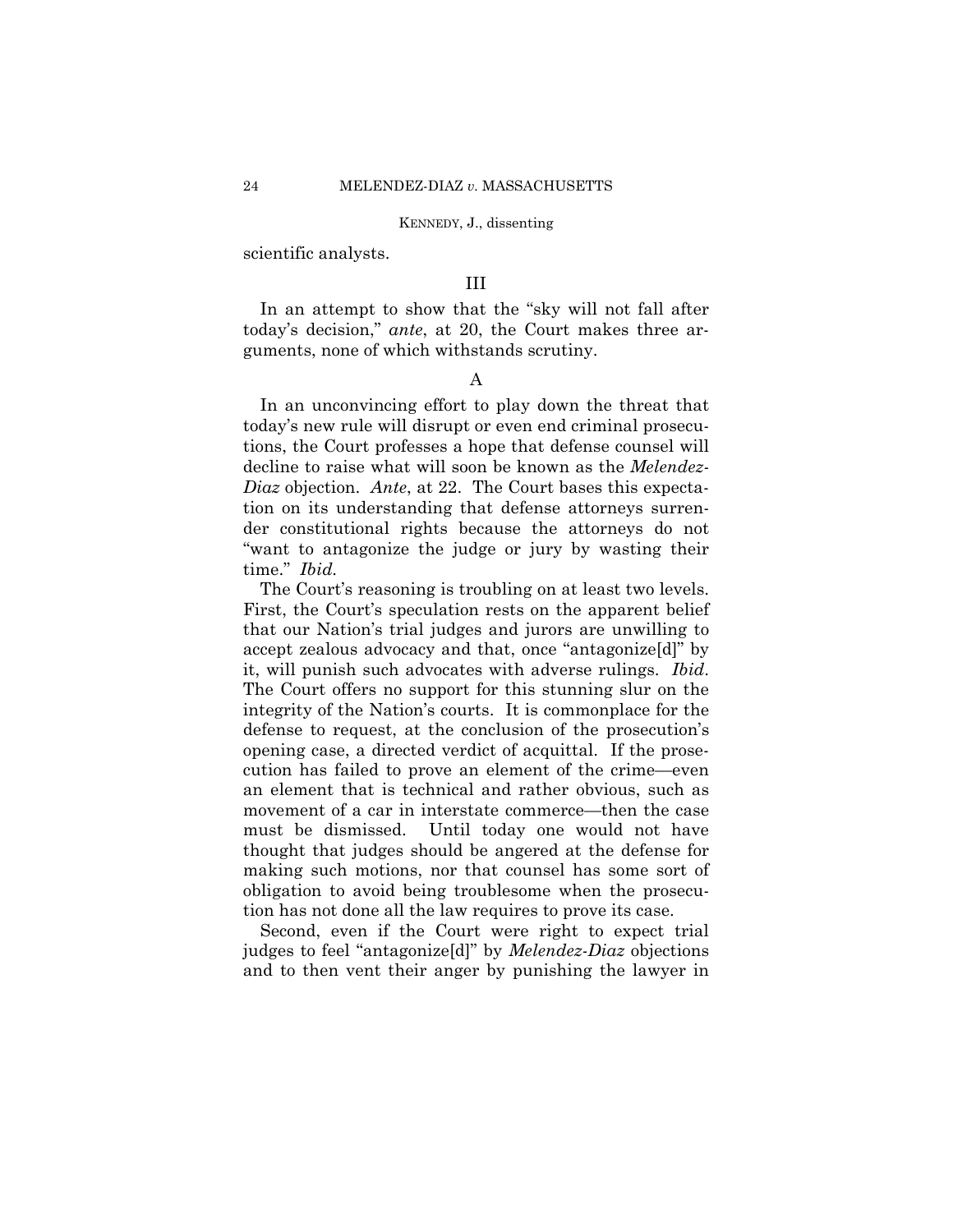scientific analysts.

## III

In an attempt to show that the "sky will not fall after today's decision," *ante*, at 20, the Court makes three arguments, none of which withstands scrutiny.

### A

In an unconvincing effort to play down the threat that today's new rule will disrupt or even end criminal prosecutions, the Court professes a hope that defense counsel will decline to raise what will soon be known as the *Melendez-Diaz* objection. *Ante*, at 22. The Court bases this expectation on its understanding that defense attorneys surrender constitutional rights because the attorneys do not "want to antagonize the judge or jury by wasting their time." *Ibid.*

The Court's reasoning is troubling on at least two levels. First, the Court's speculation rests on the apparent belief that our Nation's trial judges and jurors are unwilling to accept zealous advocacy and that, once "antagonize[d]" by it, will punish such advocates with adverse rulings. *Ibid*. The Court offers no support for this stunning slur on the integrity of the Nation's courts. It is commonplace for the defense to request, at the conclusion of the prosecution's opening case, a directed verdict of acquittal. If the prosecution has failed to prove an element of the crime—even an element that is technical and rather obvious, such as movement of a car in interstate commerce—then the case must be dismissed. Until today one would not have thought that judges should be angered at the defense for making such motions, nor that counsel has some sort of obligation to avoid being troublesome when the prosecution has not done all the law requires to prove its case.

Second, even if the Court were right to expect trial judges to feel "antagonize[d]" by *Melendez-Diaz* objections and to then vent their anger by punishing the lawyer in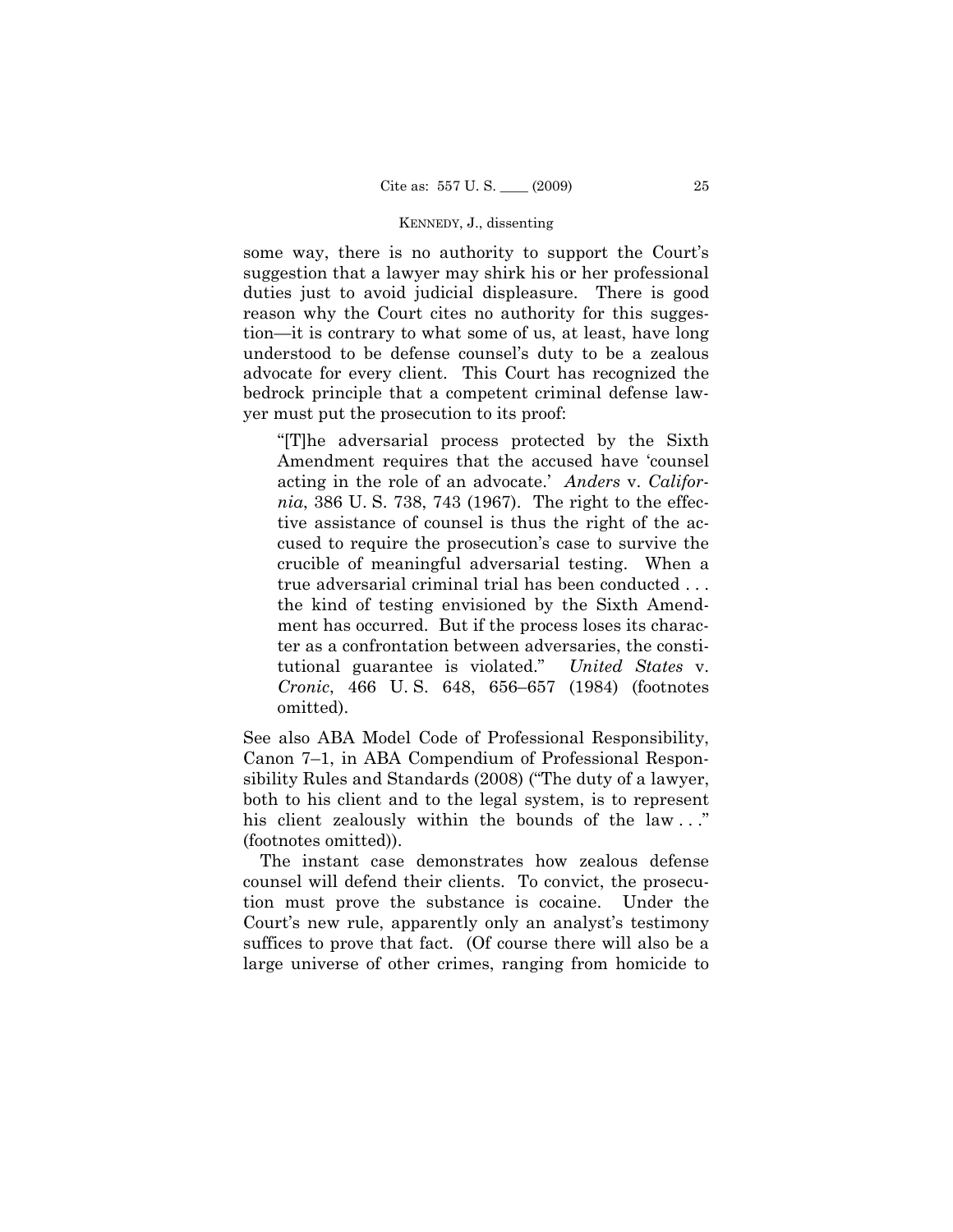some way, there is no authority to support the Court's suggestion that a lawyer may shirk his or her professional duties just to avoid judicial displeasure. There is good reason why the Court cites no authority for this suggestion—it is contrary to what some of us, at least, have long understood to be defense counsel's duty to be a zealous advocate for every client. This Court has recognized the bedrock principle that a competent criminal defense lawyer must put the prosecution to its proof:

> "[T]he adversarial process protected by the Sixth Amendment requires that the accused have 'counsel acting in the role of an advocate.' *Anders* v. *California*, 386 U. S. 738, 743 (1967). The right to the effective assistance of counsel is thus the right of the accused to require the prosecution's case to survive the crucible of meaningful adversarial testing. When a true adversarial criminal trial has been conducted . . . the kind of testing envisioned by the Sixth Amendment has occurred. But if the process loses its character as a confrontation between adversaries, the constitutional guarantee is violated." *United States* v. *Cronic*, 466 U. S. 648, 656–657 (1984) (footnotes omitted).

See also ABA Model Code of Professional Responsibility, Canon 7–1, in ABA Compendium of Professional Responsibility Rules and Standards (2008) ("The duty of a lawyer, both to his client and to the legal system, is to represent his client zealously within the bounds of the law . . ." (footnotes omitted)).

The instant case demonstrates how zealous defense counsel will defend their clients. To convict, the prosecution must prove the substance is cocaine. Under the Court's new rule, apparently only an analyst's testimony suffices to prove that fact. (Of course there will also be a large universe of other crimes, ranging from homicide to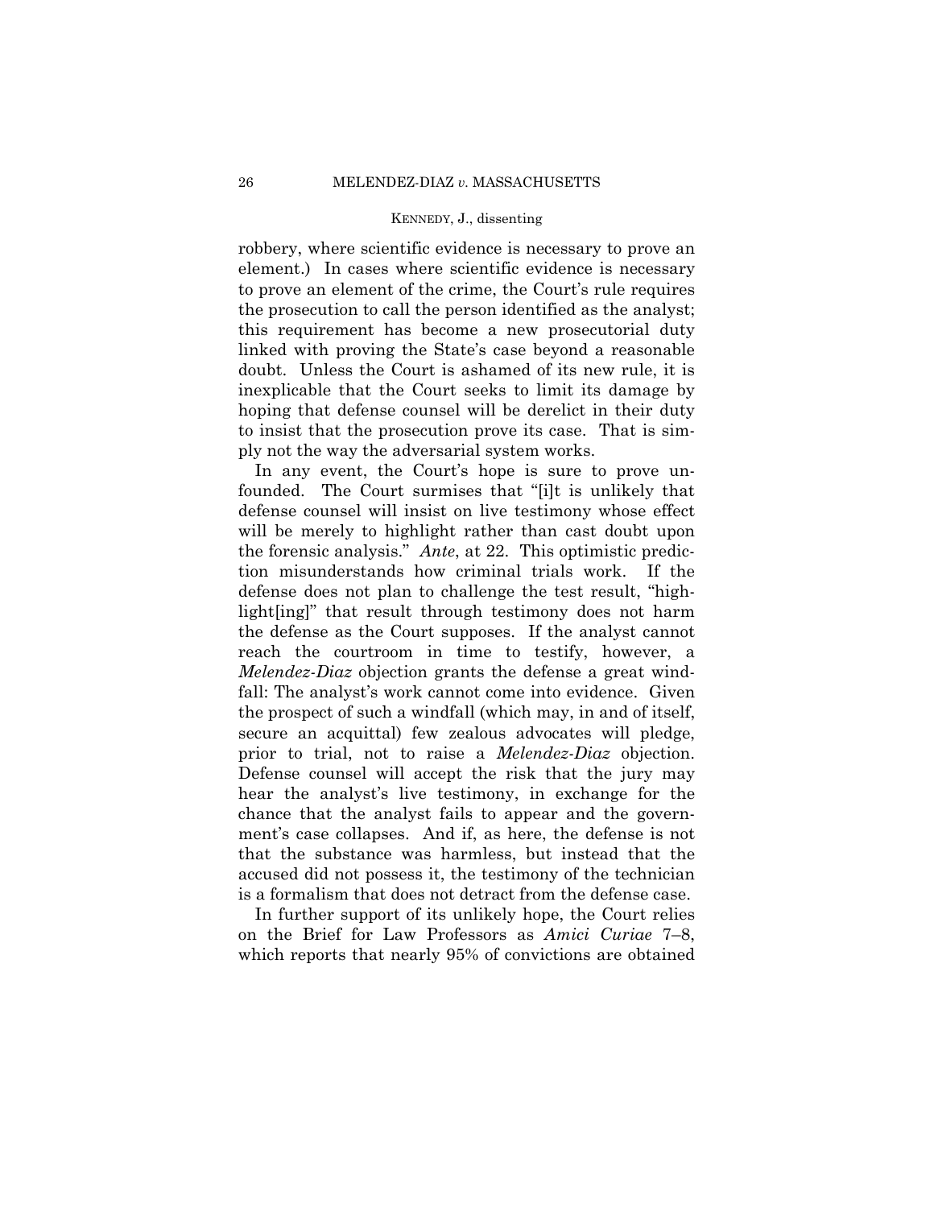robbery, where scientific evidence is necessary to prove an element.) In cases where scientific evidence is necessary to prove an element of the crime, the Court's rule requires the prosecution to call the person identified as the analyst; this requirement has become a new prosecutorial duty linked with proving the State's case beyond a reasonable doubt. Unless the Court is ashamed of its new rule, it is inexplicable that the Court seeks to limit its damage by hoping that defense counsel will be derelict in their duty to insist that the prosecution prove its case. That is simply not the way the adversarial system works.

In any event, the Court's hope is sure to prove unfounded. The Court surmises that "[i]t is unlikely that defense counsel will insist on live testimony whose effect will be merely to highlight rather than cast doubt upon the forensic analysis." *Ante*, at 22. This optimistic prediction misunderstands how criminal trials work. If the defense does not plan to challenge the test result, "highlight[ing]" that result through testimony does not harm the defense as the Court supposes. If the analyst cannot reach the courtroom in time to testify, however, a *Melendez-Diaz* objection grants the defense a great windfall: The analyst's work cannot come into evidence. Given the prospect of such a windfall (which may, in and of itself, secure an acquittal) few zealous advocates will pledge, prior to trial, not to raise a *Melendez-Diaz* objection. Defense counsel will accept the risk that the jury may hear the analyst's live testimony, in exchange for the chance that the analyst fails to appear and the government's case collapses. And if, as here, the defense is not that the substance was harmless, but instead that the accused did not possess it, the testimony of the technician is a formalism that does not detract from the defense case.

In further support of its unlikely hope, the Court relies on the Brief for Law Professors as *Amici Curiae* 7–8, which reports that nearly 95% of convictions are obtained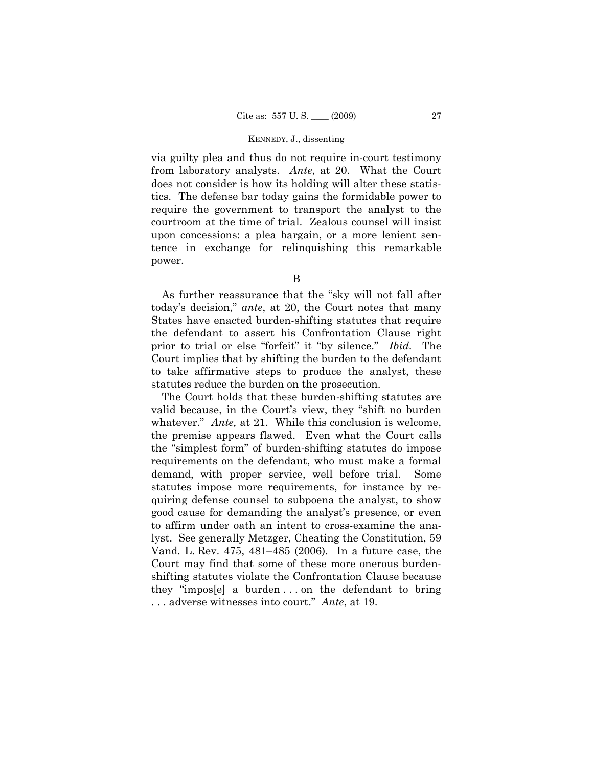via guilty plea and thus do not require in-court testimony from laboratory analysts. *Ante*, at 20. What the Court does not consider is how its holding will alter these statistics. The defense bar today gains the formidable power to require the government to transport the analyst to the courtroom at the time of trial. Zealous counsel will insist upon concessions: a plea bargain, or a more lenient sentence in exchange for relinquishing this remarkable power.

### B

As further reassurance that the "sky will not fall after today's decision," *ante*, at 20, the Court notes that many States have enacted burden-shifting statutes that require the defendant to assert his Confrontation Clause right prior to trial or else "forfeit" it "by silence." *Ibid.* The Court implies that by shifting the burden to the defendant to take affirmative steps to produce the analyst, these statutes reduce the burden on the prosecution.

The Court holds that these burden-shifting statutes are valid because, in the Court's view, they "shift no burden whatever." *Ante,* at 21. While this conclusion is welcome, the premise appears flawed. Even what the Court calls the "simplest form" of burden-shifting statutes do impose requirements on the defendant, who must make a formal demand, with proper service, well before trial. Some statutes impose more requirements, for instance by requiring defense counsel to subpoena the analyst, to show good cause for demanding the analyst's presence, or even to affirm under oath an intent to cross-examine the analyst. See generally Metzger, Cheating the Constitution, 59 Vand. L. Rev. 475, 481–485 (2006). In a future case, the Court may find that some of these more onerous burden-shifting statutes violate the Confrontation Clause because they "impos[e] a burden . . . on the defendant to bring . . . adverse witnesses into court." *Ante*, at 19.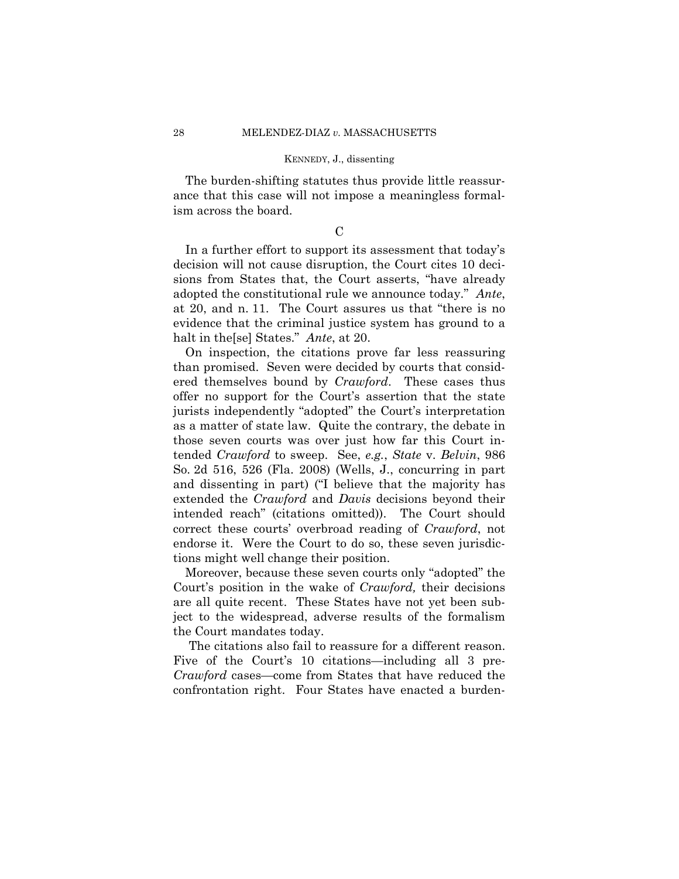The burden-shifting statutes thus provide little reassurance that this case will not impose a meaningless formalism across the board.

C

In a further effort to support its assessment that today's decision will not cause disruption, the Court cites 10 decisions from States that, the Court asserts, "have already adopted the constitutional rule we announce today." *Ante*, at 20, and n. 11. The Court assures us that "there is no evidence that the criminal justice system has ground to a halt in the[se] States." *Ante*, at 20.

On inspection, the citations prove far less reassuring than promised. Seven were decided by courts that considered themselves bound by *Crawford*. These cases thus offer no support for the Court's assertion that the state jurists independently "adopted" the Court's interpretation as a matter of state law. Quite the contrary, the debate in those seven courts was over just how far this Court intended *Crawford* to sweep. See, *e.g.*, *State* v. *Belvin*, 986 So. 2d 516, 526 (Fla. 2008) (Wells, J., concurring in part and dissenting in part) ("I believe that the majority has extended the *Crawford* and *Davis* decisions beyond their intended reach" (citations omitted)). The Court should correct these courts' overbroad reading of *Crawford*, not endorse it. Were the Court to do so, these seven jurisdictions might well change their position.

Moreover, because these seven courts only "adopted" the Court's position in the wake of *Crawford,* their decisions are all quite recent. These States have not yet been subject to the widespread, adverse results of the formalism the Court mandates today.

The citations also fail to reassure for a different reason. Five of the Court's 10 citations—including all 3 pre-*Crawford* cases—come from States that have reduced the confrontation right. Four States have enacted a burden-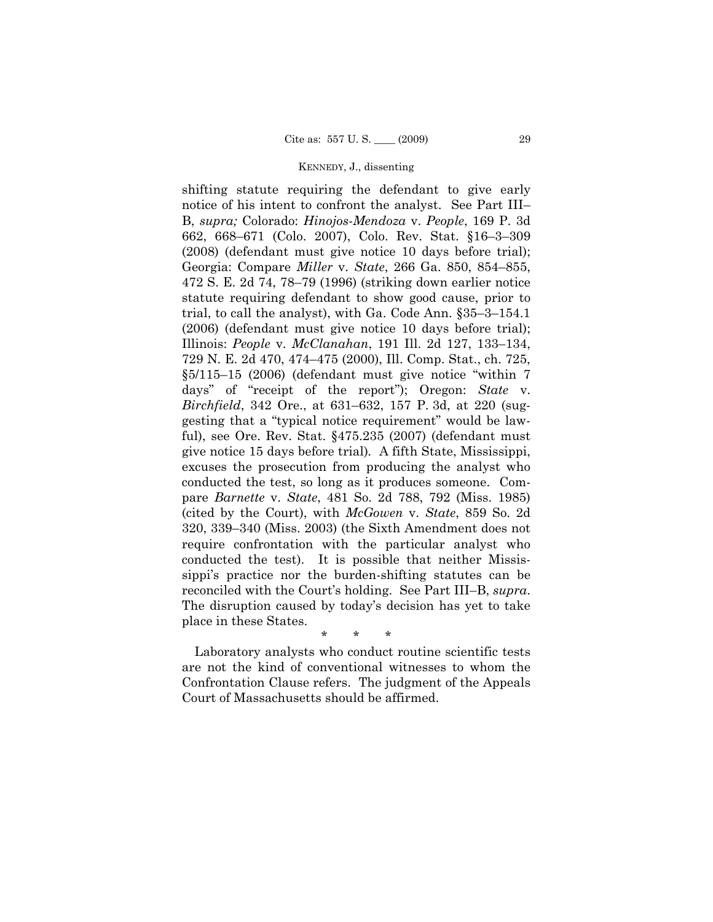shifting statute requiring the defendant to give early notice of his intent to confront the analyst. See Part III–B, *supra;* Colorado: *Hinojos-Mendoza* v. *People*, 169 P. 3d 662, 668–671 (Colo. 2007), Colo. Rev. Stat. §16–3–309 (2008) (defendant must give notice 10 days before trial); Georgia: Compare *Miller* v. *State*, 266 Ga. 850, 854–855, 472 S. E. 2d 74, 78–79 (1996) (striking down earlier notice statute requiring defendant to show good cause, prior to trial, to call the analyst), with Ga. Code Ann. §35–3–154.1 (2006) (defendant must give notice 10 days before trial); Illinois: *People* v. *McClanahan*, 191 Ill. 2d 127, 133–134, 729 N. E. 2d 470, 474–475 (2000), Ill. Comp. Stat., ch. 725, §5/115–15 (2006) (defendant must give notice "within 7 days" of "receipt of the report"); Oregon: *State* v. *Birchfield*, 342 Ore., at 631–632, 157 P. 3d, at 220 (suggesting that a "typical notice requirement" would be lawful), see Ore. Rev. Stat. §475.235 (2007) (defendant must give notice 15 days before trial). A fifth State, Mississippi, excuses the prosecution from producing the analyst who conducted the test, so long as it produces someone. Compare *Barnette* v. *State*, 481 So. 2d 788, 792 (Miss. 1985) (cited by the Court), with *McGowen* v. *State*, 859 So. 2d 320, 339–340 (Miss. 2003) (the Sixth Amendment does not require confrontation with the particular analyst who conducted the test). It is possible that neither Mississippi's practice nor the burden-shifting statutes can be reconciled with the Court's holding. See Part III–B, *supra*. The disruption caused by today's decision has yet to take place in these States.

\* \* \*

Laboratory analysts who conduct routine scientific tests are not the kind of conventional witnesses to whom the Confrontation Clause refers. The judgment of the Appeals Court of Massachusetts should be affirmed.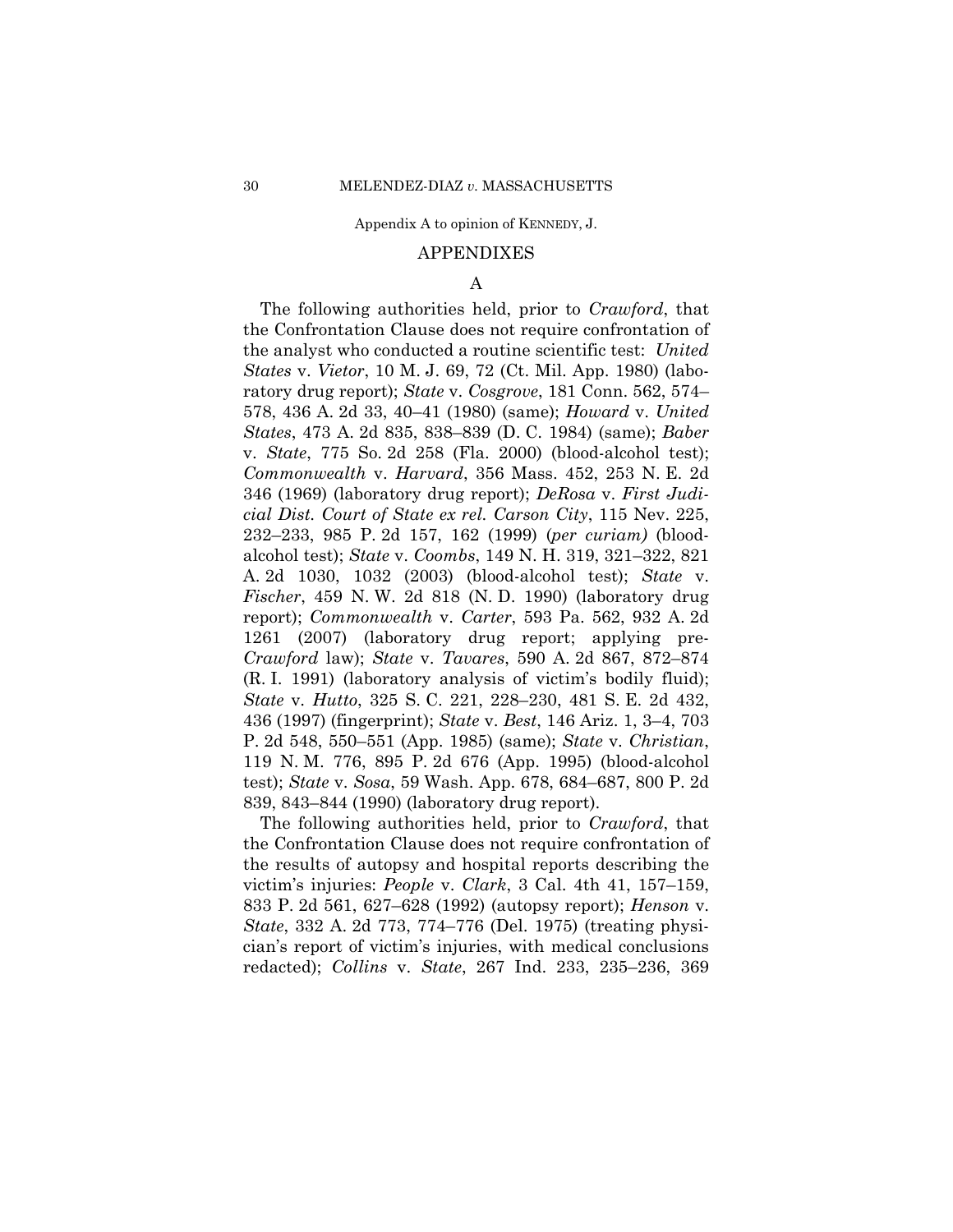Appendix A to opinion of KENNEDY, J.

## APPENDIXES

### A

The following authorities held, prior to *Crawford*, that the Confrontation Clause does not require confrontation of the analyst who conducted a routine scientific test: *United States* v. *Vietor*, 10 M. J. 69, 72 (Ct. Mil. App. 1980) (laboratory drug report); *State* v. *Cosgrove*, 181 Conn. 562, 574–578, 436 A. 2d 33, 40–41 (1980) (same); *Howard* v. *United States*, 473 A. 2d 835, 838–839 (D. C. 1984) (same); *Baber* v. *State*, 775 So. 2d 258 (Fla. 2000) (blood-alcohol test); *Commonwealth* v. *Harvard*, 356 Mass. 452, 253 N. E. 2d 346 (1969) (laboratory drug report); *DeRosa* v. *First Judicial Dist. Court of State ex rel. Carson City*, 115 Nev. 225, 232–233, 985 P. 2d 157, 162 (1999) (*per curiam)* (blood-alcohol test); *State* v. *Coombs*, 149 N. H. 319, 321–322, 821 A. 2d 1030, 1032 (2003) (blood-alcohol test); *State* v. *Fischer*, 459 N. W. 2d 818 (N. D. 1990) (laboratory drug report); *Commonwealth* v. *Carter*, 593 Pa. 562, 932 A. 2d 1261 (2007) (laboratory drug report; applying pre-*Crawford* law); *State* v. *Tavares*, 590 A. 2d 867, 872–874 (R. I. 1991) (laboratory analysis of victim's bodily fluid); *State* v. *Hutto*, 325 S. C. 221, 228–230, 481 S. E. 2d 432, 436 (1997) (fingerprint); *State* v. *Best*, 146 Ariz. 1, 3–4, 703 P. 2d 548, 550–551 (App. 1985) (same); *State* v. *Christian*, 119 N. M. 776, 895 P. 2d 676 (App. 1995) (blood-alcohol test); *State* v. *Sosa*, 59 Wash. App. 678, 684–687, 800 P. 2d 839, 843–844 (1990) (laboratory drug report).

The following authorities held, prior to *Crawford*, that the Confrontation Clause does not require confrontation of the results of autopsy and hospital reports describing the victim's injuries: *People* v. *Clark*, 3 Cal. 4th 41, 157–159, 833 P. 2d 561, 627–628 (1992) (autopsy report); *Henson* v. *State*, 332 A. 2d 773, 774–776 (Del. 1975) (treating physician's report of victim's injuries, with medical conclusions redacted); *Collins* v. *State*, 267 Ind. 233, 235–236, 369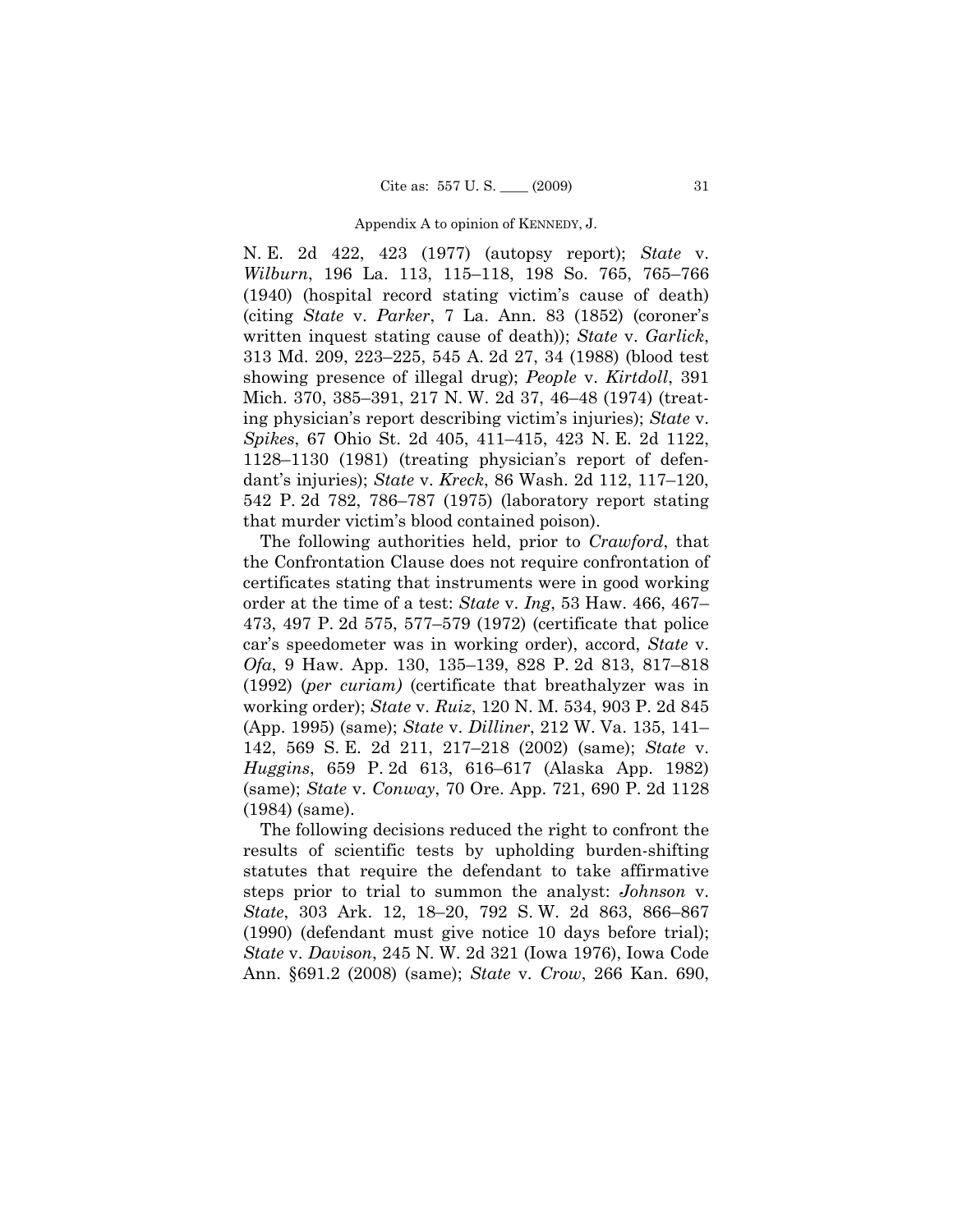N. E. 2d 422, 423 (1977) (autopsy report); *State* v. *Wilburn*, 196 La. 113, 115–118, 198 So. 765, 765–766 (1940) (hospital record stating victim's cause of death) (citing *State* v. *Parker*, 7 La. Ann. 83 (1852) (coroner's written inquest stating cause of death)); *State* v. *Garlick*, 313 Md. 209, 223–225, 545 A. 2d 27, 34 (1988) (blood test showing presence of illegal drug); *People* v. *Kirtdoll*, 391 Mich. 370, 385–391, 217 N. W. 2d 37, 46–48 (1974) (treating physician's report describing victim's injuries); *State* v. *Spikes*, 67 Ohio St. 2d 405, 411–415, 423 N. E. 2d 1122, 1128–1130 (1981) (treating physician's report of defendant's injuries); *State* v. *Kreck*, 86 Wash. 2d 112, 117–120, 542 P. 2d 782, 786–787 (1975) (laboratory report stating that murder victim's blood contained poison).

The following authorities held, prior to *Crawford*, that the Confrontation Clause does not require confrontation of certificates stating that instruments were in good working order at the time of a test: *State* v. *Ing*, 53 Haw. 466, 467–473, 497 P. 2d 575, 577–579 (1972) (certificate that police car's speedometer was in working order), accord, *State* v. *Ofa*, 9 Haw. App. 130, 135–139, 828 P. 2d 813, 817–818 (1992) (*per curiam)* (certificate that breathalyzer was in working order); *State* v. *Ruiz*, 120 N. M. 534, 903 P. 2d 845 (App. 1995) (same); *State* v. *Dilliner*, 212 W. Va. 135, 141–142, 569 S. E. 2d 211, 217–218 (2002) (same); *State* v. *Huggins*, 659 P. 2d 613, 616–617 (Alaska App. 1982) (same); *State* v. *Conway*, 70 Ore. App. 721, 690 P. 2d 1128 (1984) (same).

The following decisions reduced the right to confront the results of scientific tests by upholding burden-shifting statutes that require the defendant to take affirmative steps prior to trial to summon the analyst: *Johnson* v. *State*, 303 Ark. 12, 18–20, 792 S. W. 2d 863, 866–867 (1990) (defendant must give notice 10 days before trial); *State* v. *Davison*, 245 N. W. 2d 321 (Iowa 1976), Iowa Code Ann. §691.2 (2008) (same); *State* v. *Crow*, 266 Kan. 690,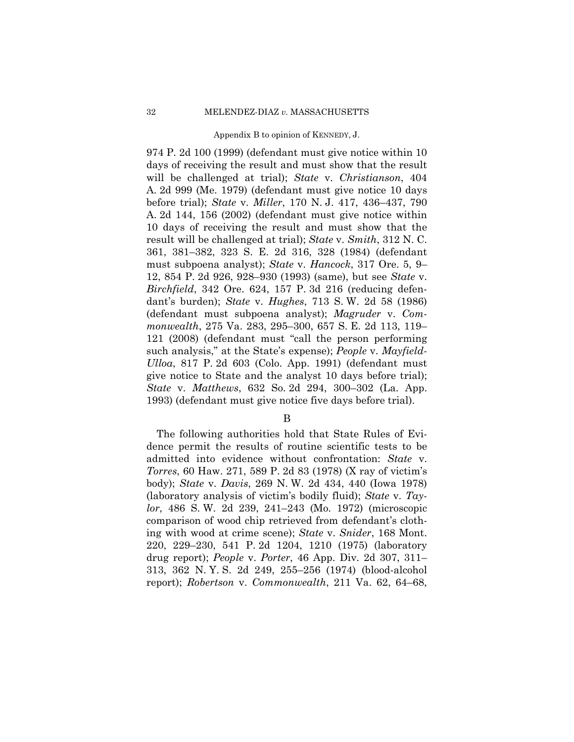974 P. 2d 100 (1999) (defendant must give notice within 10 days of receiving the result and must show that the result will be challenged at trial); *State* v. *Christianson*, 404 A. 2d 999 (Me. 1979) (defendant must give notice 10 days before trial); *State* v. *Miller*, 170 N. J. 417, 436–437, 790 A. 2d 144, 156 (2002) (defendant must give notice within 10 days of receiving the result and must show that the result will be challenged at trial); *State* v. *Smith*, 312 N. C. 361, 381–382, 323 S. E. 2d 316, 328 (1984) (defendant must subpoena analyst); *State* v. *Hancock*, 317 Ore. 5, 9–12, 854 P. 2d 926, 928–930 (1993) (same), but see *State* v. *Birchfield*, 342 Ore. 624, 157 P. 3d 216 (reducing defendant's burden); *State* v. *Hughes*, 713 S. W. 2d 58 (1986) (defendant must subpoena analyst); *Magruder* v. *Commonwealth*, 275 Va. 283, 295–300, 657 S. E. 2d 113, 119–121 (2008) (defendant must "call the person performing such analysis," at the State's expense); *People* v. *Mayfield-Ulloa*, 817 P. 2d 603 (Colo. App. 1991) (defendant must give notice to State and the analyst 10 days before trial); *State* v. *Matthews*, 632 So. 2d 294, 300–302 (La. App. 1993) (defendant must give notice five days before trial).

B

The following authorities hold that State Rules of Evidence permit the results of routine scientific tests to be admitted into evidence without confrontation: *State* v. *Torres*, 60 Haw. 271, 589 P. 2d 83 (1978) (X ray of victim's body); *State* v. *Davis*, 269 N. W. 2d 434, 440 (Iowa 1978) (laboratory analysis of victim's bodily fluid); *State* v. *Taylor*, 486 S. W. 2d 239, 241–243 (Mo. 1972) (microscopic comparison of wood chip retrieved from defendant's clothing with wood at crime scene); *State* v. *Snider*, 168 Mont. 220, 229–230, 541 P. 2d 1204, 1210 (1975) (laboratory drug report); *People* v. *Porter*, 46 App. Div. 2d 307, 311–313, 362 N. Y. S. 2d 249, 255–256 (1974) (blood-alcohol report); *Robertson* v. *Commonwealth*, 211 Va. 62, 64–68,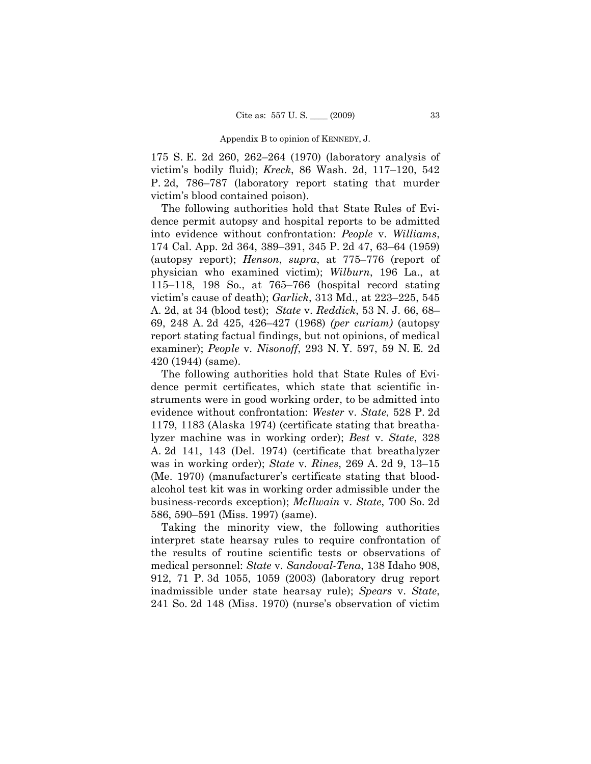175 S. E. 2d 260, 262–264 (1970) (laboratory analysis of victim's bodily fluid); *Kreck*, 86 Wash. 2d, 117–120, 542 P. 2d, 786–787 (laboratory report stating that murder victim's blood contained poison).

The following authorities hold that State Rules of Evidence permit autopsy and hospital reports to be admitted into evidence without confrontation: *People* v. *Williams*, 174 Cal. App. 2d 364, 389–391, 345 P. 2d 47, 63–64 (1959) (autopsy report); *Henson*, *supra*, at 775–776 (report of physician who examined victim); *Wilburn*, 196 La., at 115–118, 198 So., at 765–766 (hospital record stating victim's cause of death); *Garlick*, 313 Md., at 223–225, 545 A. 2d, at 34 (blood test); *State* v. *Reddick*, 53 N. J. 66, 68–69, 248 A. 2d 425, 426–427 (1968) *(per curiam)* (autopsy report stating factual findings, but not opinions, of medical examiner); *People* v. *Nisonoff*, 293 N. Y. 597, 59 N. E. 2d 420 (1944) (same).

The following authorities hold that State Rules of Evidence permit certificates, which state that scientific instruments were in good working order, to be admitted into evidence without confrontation: *Wester* v. *State*, 528 P. 2d 1179, 1183 (Alaska 1974) (certificate stating that breathalyzer machine was in working order); *Best* v. *State*, 328 A. 2d 141, 143 (Del. 1974) (certificate that breathalyzer was in working order); *State* v. *Rines*, 269 A. 2d 9, 13–15 (Me. 1970) (manufacturer's certificate stating that blood-alcohol test kit was in working order admissible under the business-records exception); *McIlwain* v. *State*, 700 So. 2d 586, 590–591 (Miss. 1997) (same).

Taking the minority view, the following authorities interpret state hearsay rules to require confrontation of the results of routine scientific tests or observations of medical personnel: *State* v. *Sandoval-Tena*, 138 Idaho 908, 912, 71 P. 3d 1055, 1059 (2003) (laboratory drug report inadmissible under state hearsay rule); *Spears* v. *State*, 241 So. 2d 148 (Miss. 1970) (nurse's observation of victim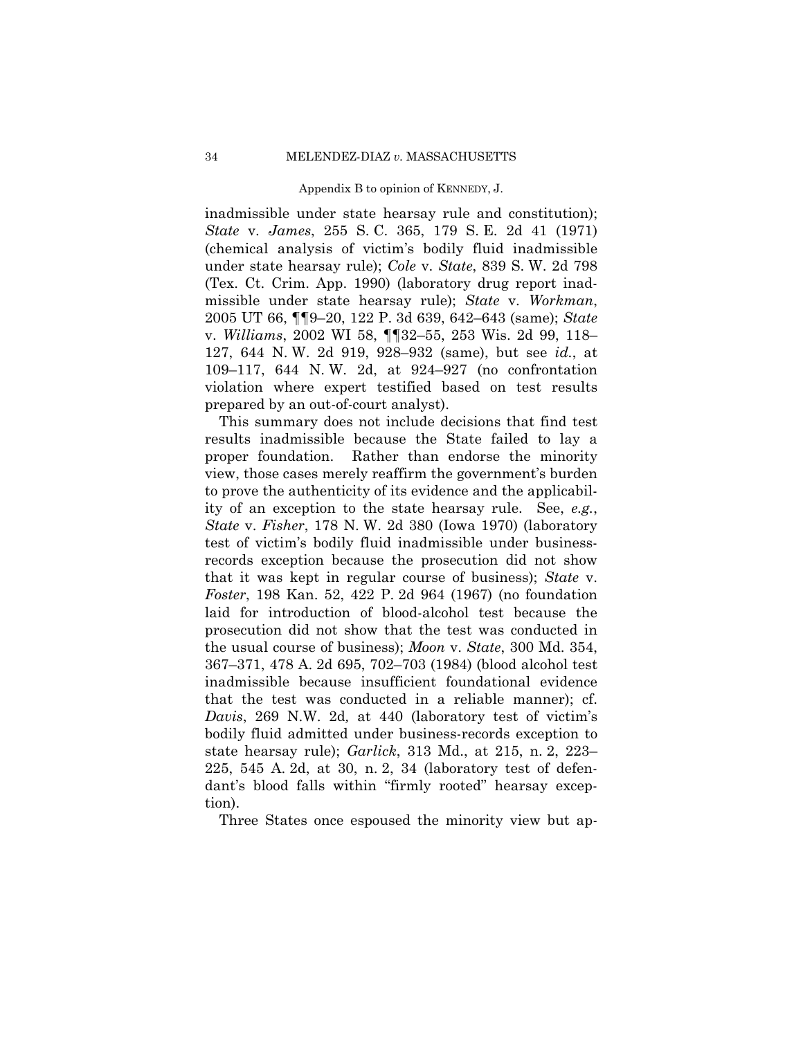inadmissible under state hearsay rule and constitution); *State* v. *James*, 255 S. C. 365, 179 S. E. 2d 41 (1971) (chemical analysis of victim's bodily fluid inadmissible under state hearsay rule); *Cole* v. *State*, 839 S. W. 2d 798 (Tex. Ct. Crim. App. 1990) (laboratory drug report inadmissible under state hearsay rule); *State* v. *Workman*, 2005 UT 66, ¶¶9–20, 122 P. 3d 639, 642–643 (same); *State* v. *Williams*, 2002 WI 58, ¶¶32–55, 253 Wis. 2d 99, 118–127, 644 N. W. 2d 919, 928–932 (same), but see *id.*, at 109–117, 644 N. W. 2d, at 924–927 (no confrontation violation where expert testified based on test results prepared by an out-of-court analyst).

This summary does not include decisions that find test results inadmissible because the State failed to lay a proper foundation. Rather than endorse the minority view, those cases merely reaffirm the government's burden to prove the authenticity of its evidence and the applicability of an exception to the state hearsay rule. See, *e.g.*, *State* v. *Fisher*, 178 N. W. 2d 380 (Iowa 1970) (laboratory test of victim's bodily fluid inadmissible under business-records exception because the prosecution did not show that it was kept in regular course of business); *State* v. *Foster*, 198 Kan. 52, 422 P. 2d 964 (1967) (no foundation laid for introduction of blood-alcohol test because the prosecution did not show that the test was conducted in the usual course of business); *Moon* v. *State*, 300 Md. 354, 367–371, 478 A. 2d 695, 702–703 (1984) (blood alcohol test inadmissible because insufficient foundational evidence that the test was conducted in a reliable manner); cf. *Davis*, 269 N.W. 2d, at 440 (laboratory test of victim's bodily fluid admitted under business-records exception to state hearsay rule); *Garlick*, 313 Md., at 215, n. 2, 223–225, 545 A. 2d, at 30, n. 2, 34 (laboratory test of defendant's blood falls within "firmly rooted" hearsay exception).

Three States once espoused the minority view but ap-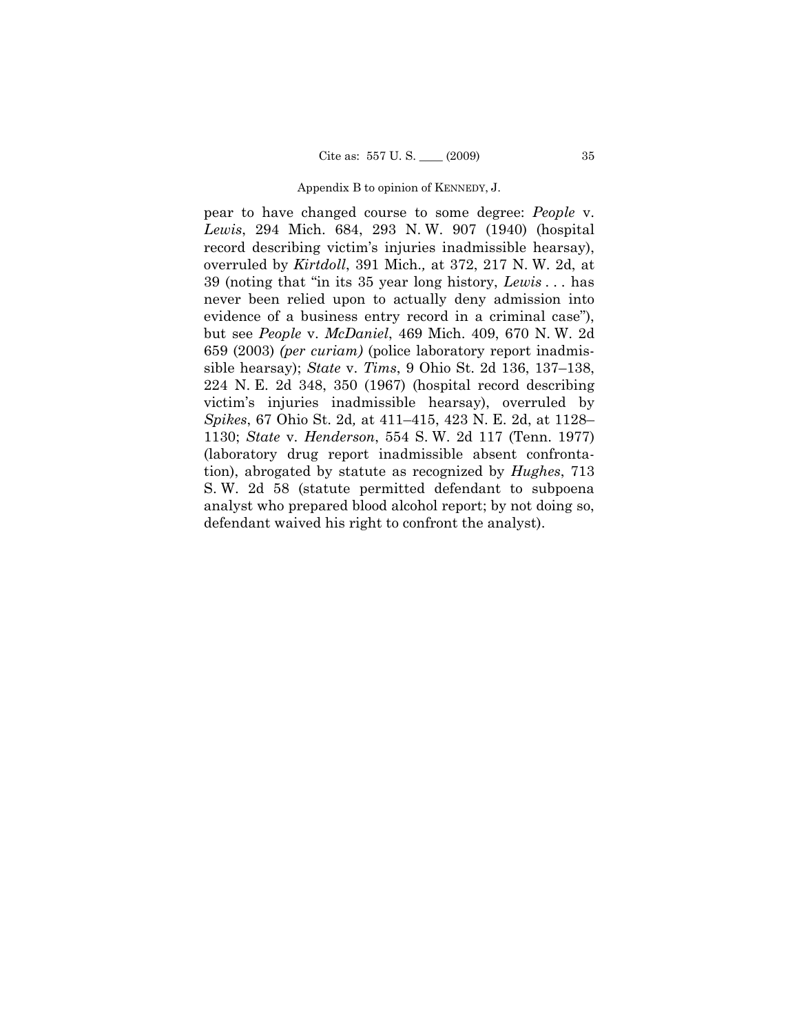pear to have changed course to some degree: *People* v. *Lewis*, 294 Mich. 684, 293 N. W. 907 (1940) (hospital record describing victim's injuries inadmissible hearsay), overruled by *Kirtdoll*, 391 Mich., at 372, 217 N. W. 2d, at 39 (noting that "in its 35 year long history, *Lewis* . . . has never been relied upon to actually deny admission into evidence of a business entry record in a criminal case"), but see *People* v. *McDaniel*, 469 Mich. 409, 670 N. W. 2d 659 (2003) *(per curiam)* (police laboratory report inadmissible hearsay); *State* v. *Tims*, 9 Ohio St. 2d 136, 137–138, 224 N. E. 2d 348, 350 (1967) (hospital record describing victim's injuries inadmissible hearsay), overruled by *Spikes*, 67 Ohio St. 2d, at 411–415, 423 N. E. 2d, at 1128–1130; *State* v. *Henderson*, 554 S. W. 2d 117 (Tenn. 1977) (laboratory drug report inadmissible absent confrontation), abrogated by statute as recognized by *Hughes*, 713 S. W. 2d 58 (statute permitted defendant to subpoena analyst who prepared blood alcohol report; by not doing so, defendant waived his right to confront the analyst).